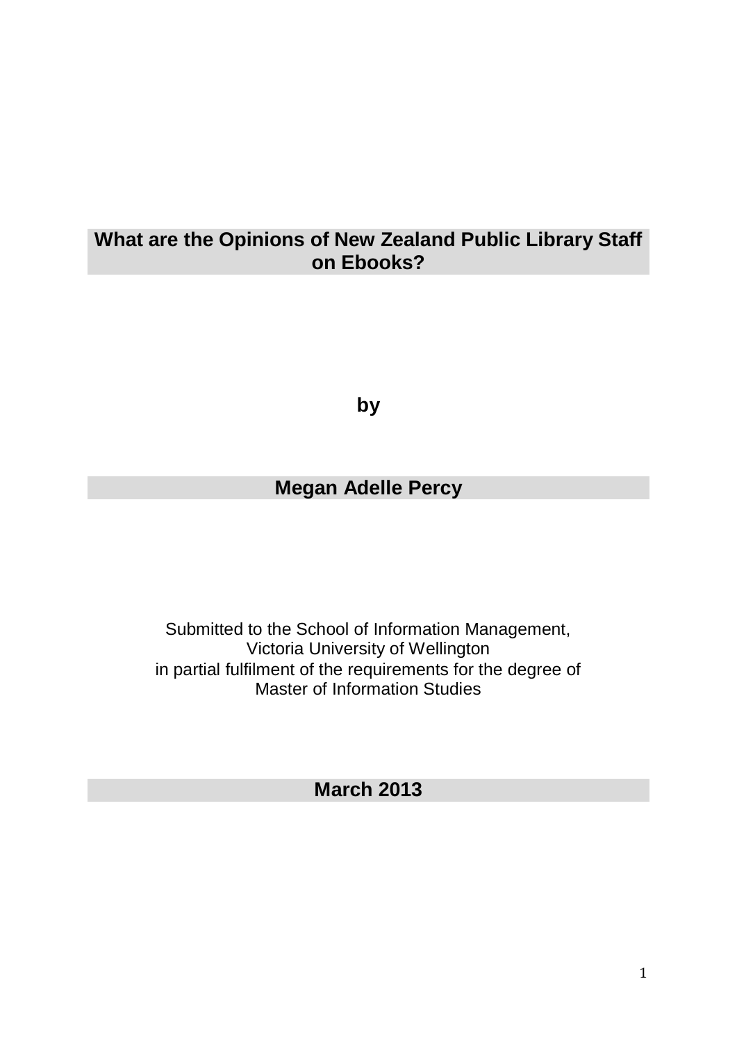# What are the Opinions of New Zealand Public Library Staff on Ebooks?

**by**

**Megan Adelle Percy**

Submitted to the School of Information Management,
Victoria University of Wellington
in partial fulfilment of the requirements for the degree of
Master of Information Studies

**March 2013**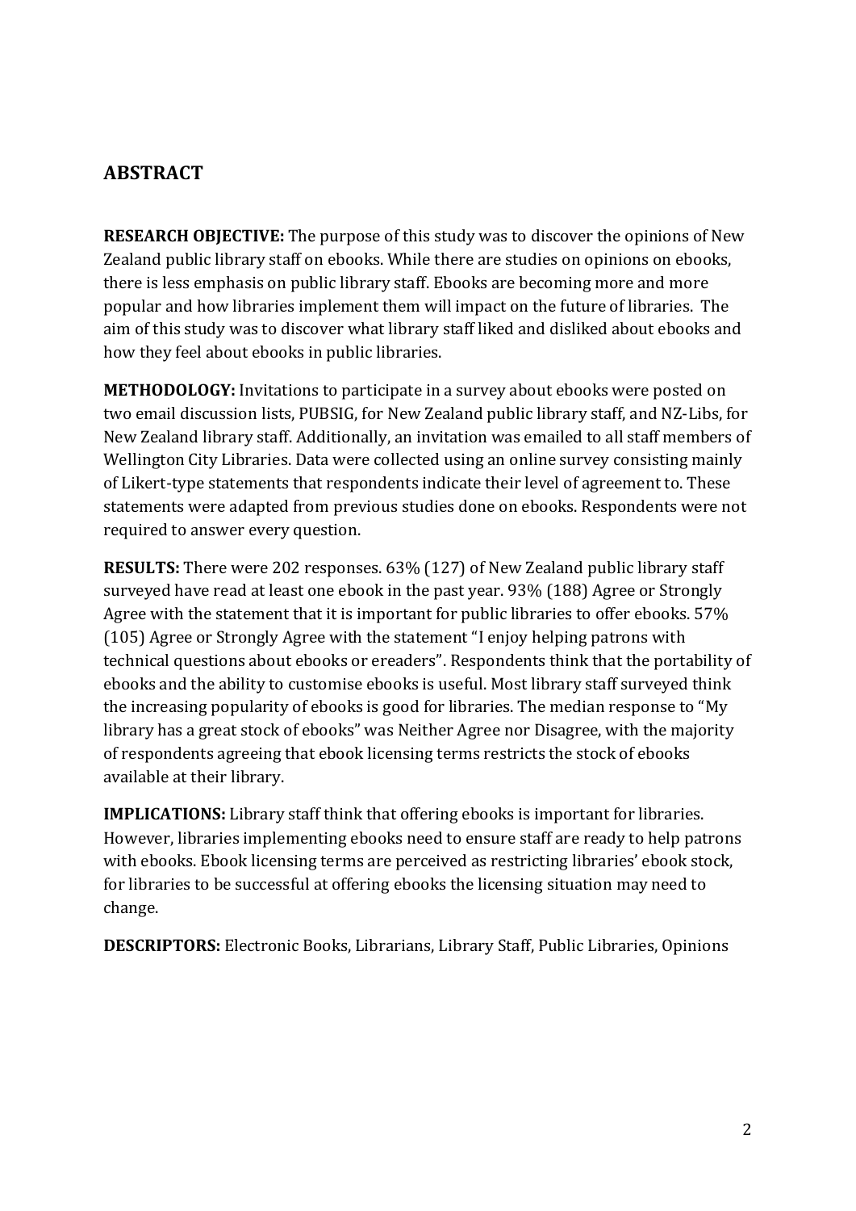## ABSTRACT

**RESEARCH OBJECTIVE:** The purpose of this study was to discover the opinions of New Zealand public library staff on ebooks. While there are studies on opinions on ebooks, there is less emphasis on public library staff. Ebooks are becoming more and more popular and how libraries implement them will impact on the future of libraries. The aim of this study was to discover what library staff liked and disliked about ebooks and how they feel about ebooks in public libraries.

**METHODOLOGY:** Invitations to participate in a survey about ebooks were posted on two email discussion lists, PUBSIG, for New Zealand public library staff, and NZ-Libs, for New Zealand library staff. Additionally, an invitation was emailed to all staff members of Wellington City Libraries. Data were collected using an online survey consisting mainly of Likert-type statements that respondents indicate their level of agreement to. These statements were adapted from previous studies done on ebooks. Respondents were not required to answer every question.

**RESULTS:** There were 202 responses. 63% (127) of New Zealand public library staff surveyed have read at least one ebook in the past year. 93% (188) Agree or Strongly Agree with the statement that it is important for public libraries to offer ebooks. 57% (105) Agree or Strongly Agree with the statement "I enjoy helping patrons with technical questions about ebooks or ereaders". Respondents think that the portability of ebooks and the ability to customise ebooks is useful. Most library staff surveyed think the increasing popularity of ebooks is good for libraries. The median response to "My library has a great stock of ebooks" was Neither Agree nor Disagree, with the majority of respondents agreeing that ebook licensing terms restricts the stock of ebooks available at their library.

**IMPLICATIONS:** Library staff think that offering ebooks is important for libraries. However, libraries implementing ebooks need to ensure staff are ready to help patrons with ebooks. Ebook licensing terms are perceived as restricting libraries' ebook stock, for libraries to be successful at offering ebooks the licensing situation may need to change.

**DESCRIPTORS:** Electronic Books, Librarians, Library Staff, Public Libraries, Opinions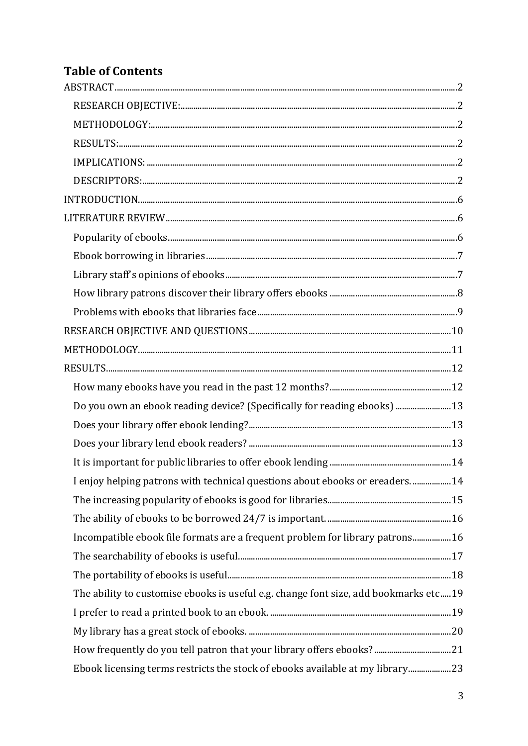## Table of Contents

ABSTRACT......2

- RESEARCH OBJECTIVE:......2
- METHODOLOGY:......2
- RESULTS:......2
- IMPLICATIONS:......2
- DESCRIPTORS:......2

INTRODUCTION......6

LITERATURE REVIEW......6

- Popularity of ebooks......6
- Ebook borrowing in libraries......7
- Library staff's opinions of ebooks......7
- How library patrons discover their library offers ebooks......8
- Problems with ebooks that libraries face......9

RESEARCH OBJECTIVE AND QUESTIONS......10

METHODOLOGY......11

RESULTS......12

- How many ebooks have you read in the past 12 months?......12
- Do you own an ebook reading device? (Specifically for reading ebooks)......13
- Does your library offer ebook lending?......13
- Does your library lend ebook readers?......13
- It is important for public libraries to offer ebook lending......14
- I enjoy helping patrons with technical questions about ebooks or ereaders.......14
- The increasing popularity of ebooks is good for libraries......15
- The ability of ebooks to be borrowed 24/7 is important.......16
- Incompatible ebook file formats are a frequent problem for library patrons......16
- The searchability of ebooks is useful......17
- The portability of ebooks is useful......18
- The ability to customise ebooks is useful e.g. change font size, add bookmarks etc......19
- I prefer to read a printed book to an ebook.......19
- My library has a great stock of ebooks.......20
- How frequently do you tell patron that your library offers ebooks?......21
- Ebook licensing terms restricts the stock of ebooks available at my library......23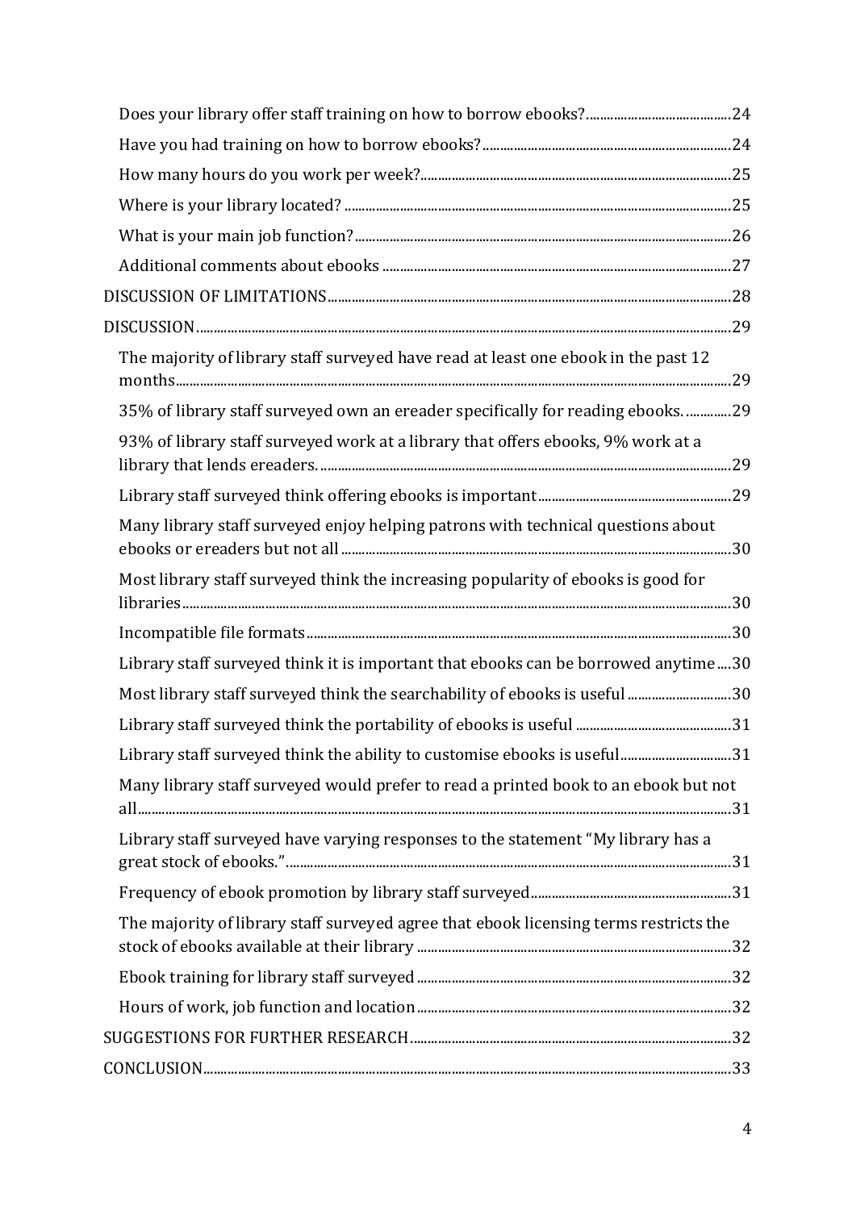- Does your library offer staff training on how to borrow ebooks? ..... 24
- Have you had training on how to borrow ebooks? ..... 24
- How many hours do you work per week? ..... 25
- Where is your library located? ..... 25
- What is your main job function? ..... 26
- Additional comments about ebooks ..... 27

DISCUSSION OF LIMITATIONS ..... 28

DISCUSSION ..... 29

- The majority of library staff surveyed have read at least one ebook in the past 12 months ..... 29
- 35% of library staff surveyed own an ereader specifically for reading ebooks. ..... 29
- 93% of library staff surveyed work at a library that offers ebooks, 9% work at a library that lends ereaders. ..... 29
- Library staff surveyed think offering ebooks is important ..... 29
- Many library staff surveyed enjoy helping patrons with technical questions about ebooks or ereaders but not all ..... 30
- Most library staff surveyed think the increasing popularity of ebooks is good for libraries ..... 30
- Incompatible file formats ..... 30
- Library staff surveyed think it is important that ebooks can be borrowed anytime ..... 30
- Most library staff surveyed think the searchability of ebooks is useful ..... 30
- Library staff surveyed think the portability of ebooks is useful ..... 31
- Library staff surveyed think the ability to customise ebooks is useful ..... 31
- Many library staff surveyed would prefer to read a printed book to an ebook but not all ..... 31
- Library staff surveyed have varying responses to the statement "My library has a great stock of ebooks." ..... 31
- Frequency of ebook promotion by library staff surveyed ..... 31
- The majority of library staff surveyed agree that ebook licensing terms restricts the stock of ebooks available at their library ..... 32
- Ebook training for library staff surveyed ..... 32
- Hours of work, job function and location ..... 32

SUGGESTIONS FOR FURTHER RESEARCH ..... 32

CONCLUSION ..... 33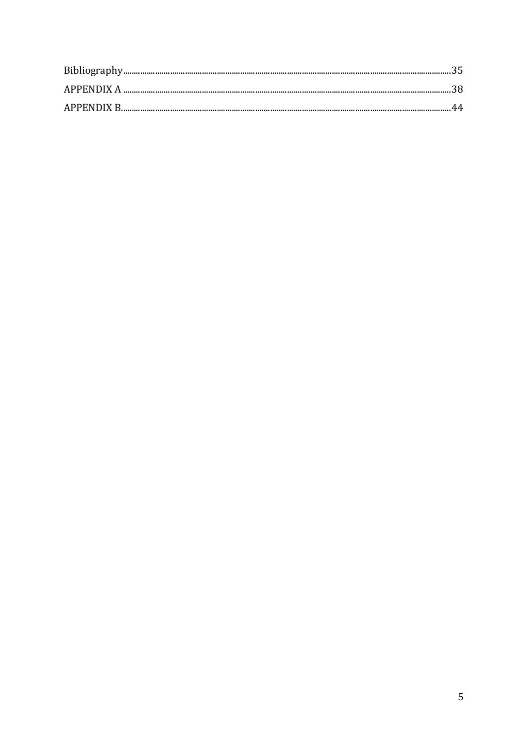Bibliography.....................................................................................................................................................35

APPENDIX A ....................................................................................................................................................38

APPENDIX B......................................................................................................................................................44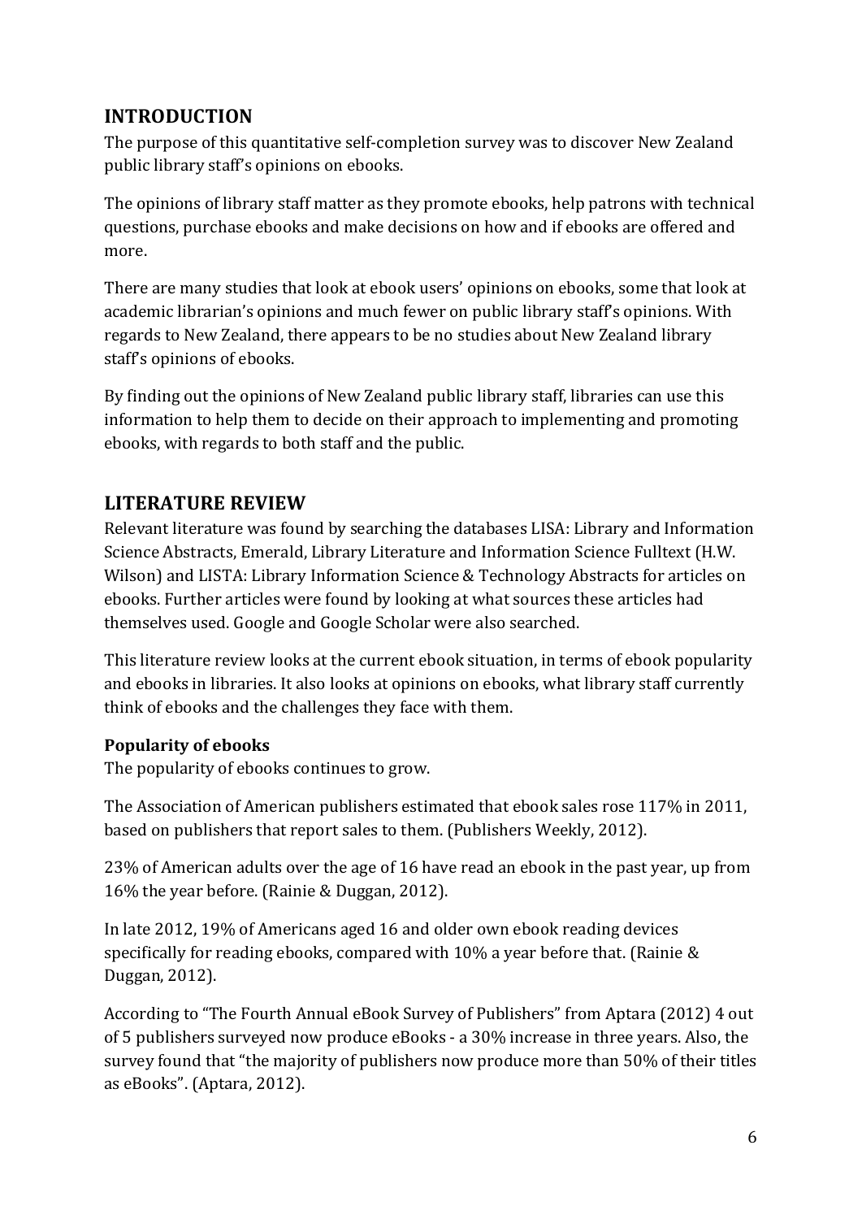## INTRODUCTION

The purpose of this quantitative self-completion survey was to discover New Zealand public library staff's opinions on ebooks.

The opinions of library staff matter as they promote ebooks, help patrons with technical questions, purchase ebooks and make decisions on how and if ebooks are offered and more.

There are many studies that look at ebook users' opinions on ebooks, some that look at academic librarian's opinions and much fewer on public library staff's opinions. With regards to New Zealand, there appears to be no studies about New Zealand library staff's opinions of ebooks.

By finding out the opinions of New Zealand public library staff, libraries can use this information to help them to decide on their approach to implementing and promoting ebooks, with regards to both staff and the public.

## LITERATURE REVIEW

Relevant literature was found by searching the databases LISA: Library and Information Science Abstracts, Emerald, Library Literature and Information Science Fulltext (H.W. Wilson) and LISTA: Library Information Science & Technology Abstracts for articles on ebooks. Further articles were found by looking at what sources these articles had themselves used. Google and Google Scholar were also searched.

This literature review looks at the current ebook situation, in terms of ebook popularity and ebooks in libraries. It also looks at opinions on ebooks, what library staff currently think of ebooks and the challenges they face with them.

### Popularity of ebooks

The popularity of ebooks continues to grow.

The Association of American publishers estimated that ebook sales rose 117% in 2011, based on publishers that report sales to them. (Publishers Weekly, 2012).

23% of American adults over the age of 16 have read an ebook in the past year, up from 16% the year before. (Rainie & Duggan, 2012).

In late 2012, 19% of Americans aged 16 and older own ebook reading devices specifically for reading ebooks, compared with 10% a year before that. (Rainie & Duggan, 2012).

According to "The Fourth Annual eBook Survey of Publishers" from Aptara (2012) 4 out of 5 publishers surveyed now produce eBooks - a 30% increase in three years. Also, the survey found that "the majority of publishers now produce more than 50% of their titles as eBooks". (Aptara, 2012).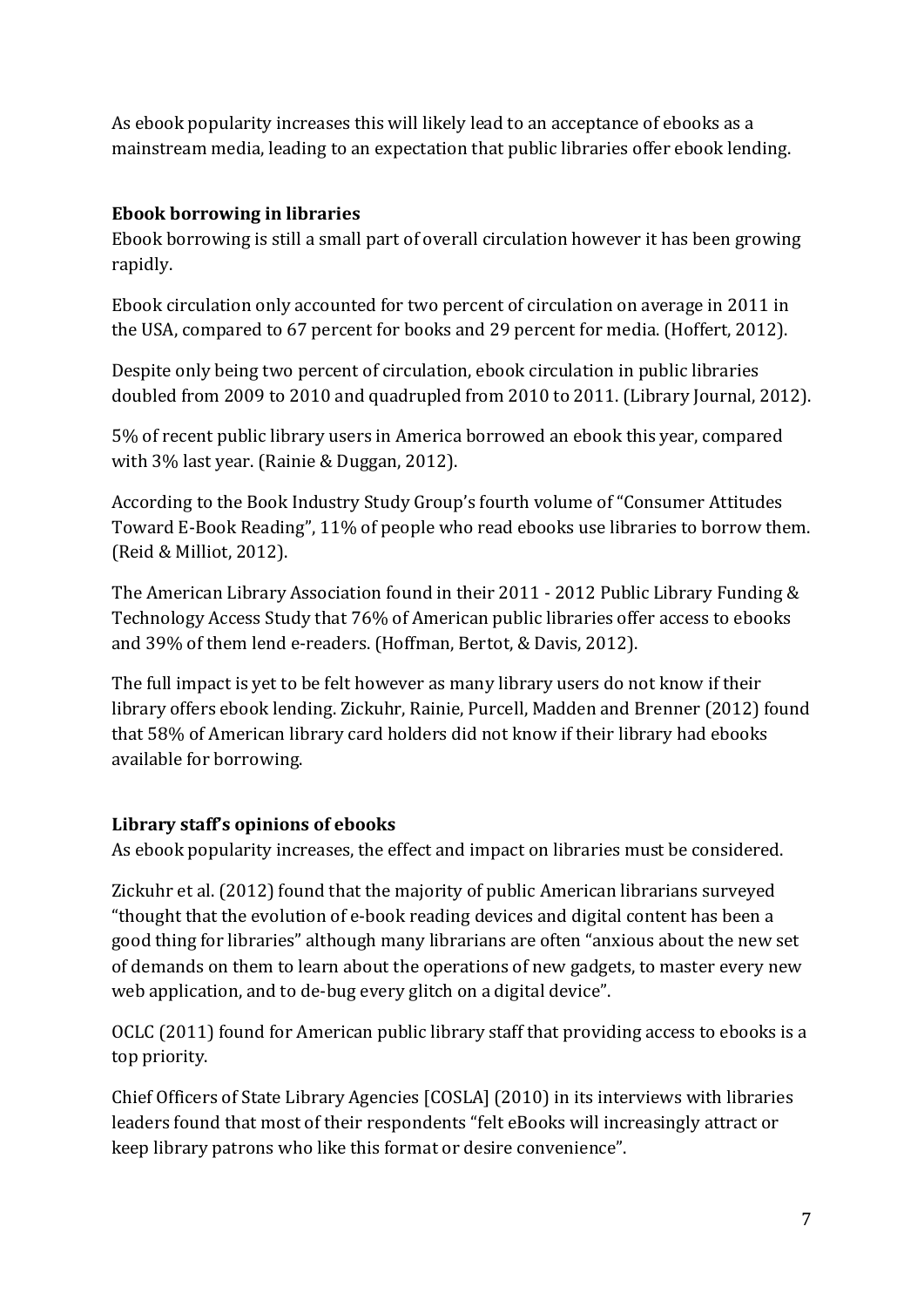As ebook popularity increases this will likely lead to an acceptance of ebooks as a mainstream media, leading to an expectation that public libraries offer ebook lending.

### Ebook borrowing in libraries

Ebook borrowing is still a small part of overall circulation however it has been growing rapidly.

Ebook circulation only accounted for two percent of circulation on average in 2011 in the USA, compared to 67 percent for books and 29 percent for media. (Hoffert, 2012).

Despite only being two percent of circulation, ebook circulation in public libraries doubled from 2009 to 2010 and quadrupled from 2010 to 2011. (Library Journal, 2012).

5% of recent public library users in America borrowed an ebook this year, compared with 3% last year. (Rainie & Duggan, 2012).

According to the Book Industry Study Group's fourth volume of "Consumer Attitudes Toward E-Book Reading", 11% of people who read ebooks use libraries to borrow them. (Reid & Milliot, 2012).

The American Library Association found in their 2011 - 2012 Public Library Funding & Technology Access Study that 76% of American public libraries offer access to ebooks and 39% of them lend e-readers. (Hoffman, Bertot, & Davis, 2012).

The full impact is yet to be felt however as many library users do not know if their library offers ebook lending. Zickuhr, Rainie, Purcell, Madden and Brenner (2012) found that 58% of American library card holders did not know if their library had ebooks available for borrowing.

### Library staff's opinions of ebooks

As ebook popularity increases, the effect and impact on libraries must be considered.

Zickuhr et al. (2012) found that the majority of public American librarians surveyed "thought that the evolution of e-book reading devices and digital content has been a good thing for libraries" although many librarians are often "anxious about the new set of demands on them to learn about the operations of new gadgets, to master every new web application, and to de-bug every glitch on a digital device".

OCLC (2011) found for American public library staff that providing access to ebooks is a top priority.

Chief Officers of State Library Agencies [COSLA] (2010) in its interviews with libraries leaders found that most of their respondents "felt eBooks will increasingly attract or keep library patrons who like this format or desire convenience".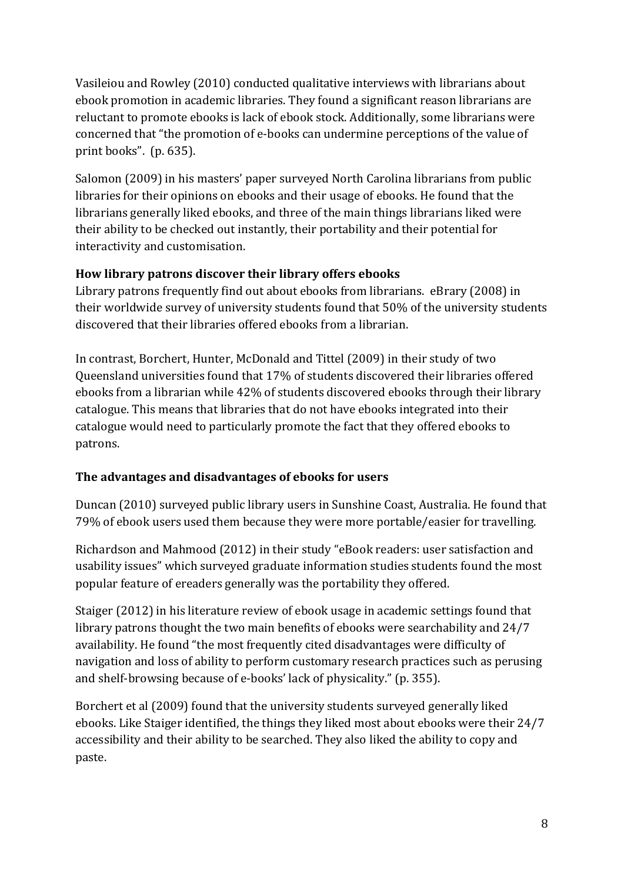Vasileiou and Rowley (2010) conducted qualitative interviews with librarians about ebook promotion in academic libraries. They found a significant reason librarians are reluctant to promote ebooks is lack of ebook stock. Additionally, some librarians were concerned that "the promotion of e-books can undermine perceptions of the value of print books". (p. 635).

Salomon (2009) in his masters' paper surveyed North Carolina librarians from public libraries for their opinions on ebooks and their usage of ebooks. He found that the librarians generally liked ebooks, and three of the main things librarians liked were their ability to be checked out instantly, their portability and their potential for interactivity and customisation.

**How library patrons discover their library offers ebooks**

Library patrons frequently find out about ebooks from librarians. eBrary (2008) in their worldwide survey of university students found that 50% of the university students discovered that their libraries offered ebooks from a librarian.

In contrast, Borchert, Hunter, McDonald and Tittel (2009) in their study of two Queensland universities found that 17% of students discovered their libraries offered ebooks from a librarian while 42% of students discovered ebooks through their library catalogue. This means that libraries that do not have ebooks integrated into their catalogue would need to particularly promote the fact that they offered ebooks to patrons.

**The advantages and disadvantages of ebooks for users**

Duncan (2010) surveyed public library users in Sunshine Coast, Australia. He found that 79% of ebook users used them because they were more portable/easier for travelling.

Richardson and Mahmood (2012) in their study "eBook readers: user satisfaction and usability issues" which surveyed graduate information studies students found the most popular feature of ereaders generally was the portability they offered.

Staiger (2012) in his literature review of ebook usage in academic settings found that library patrons thought the two main benefits of ebooks were searchability and 24/7 availability. He found "the most frequently cited disadvantages were difficulty of navigation and loss of ability to perform customary research practices such as perusing and shelf-browsing because of e-books' lack of physicality." (p. 355).

Borchert et al (2009) found that the university students surveyed generally liked ebooks. Like Staiger identified, the things they liked most about ebooks were their 24/7 accessibility and their ability to be searched. They also liked the ability to copy and paste.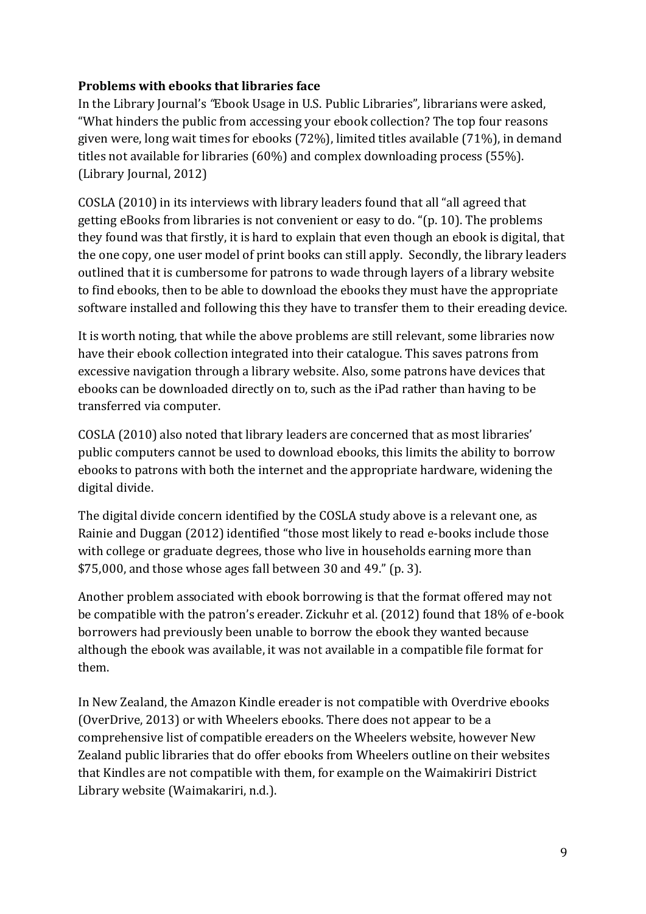**Problems with ebooks that libraries face**

In the Library Journal's *"Ebook Usage in U.S. Public Libraries",* librarians were asked, "What hinders the public from accessing your ebook collection? The top four reasons given were, long wait times for ebooks (72%), limited titles available (71%), in demand titles not available for libraries (60%) and complex downloading process (55%). (Library Journal, 2012)

COSLA (2010) in its interviews with library leaders found that all "all agreed that getting eBooks from libraries is not convenient or easy to do. "(p. 10). The problems they found was that firstly, it is hard to explain that even though an ebook is digital, that the one copy, one user model of print books can still apply. Secondly, the library leaders outlined that it is cumbersome for patrons to wade through layers of a library website to find ebooks, then to be able to download the ebooks they must have the appropriate software installed and following this they have to transfer them to their ereading device.

It is worth noting, that while the above problems are still relevant, some libraries now have their ebook collection integrated into their catalogue. This saves patrons from excessive navigation through a library website. Also, some patrons have devices that ebooks can be downloaded directly on to, such as the iPad rather than having to be transferred via computer.

COSLA (2010) also noted that library leaders are concerned that as most libraries' public computers cannot be used to download ebooks, this limits the ability to borrow ebooks to patrons with both the internet and the appropriate hardware, widening the digital divide.

The digital divide concern identified by the COSLA study above is a relevant one, as Rainie and Duggan (2012) identified "those most likely to read e-books include those with college or graduate degrees, those who live in households earning more than $75,000, and those whose ages fall between 30 and 49." (p. 3).

Another problem associated with ebook borrowing is that the format offered may not be compatible with the patron's ereader. Zickuhr et al. (2012) found that 18% of e-book borrowers had previously been unable to borrow the ebook they wanted because although the ebook was available, it was not available in a compatible file format for them.

In New Zealand, the Amazon Kindle ereader is not compatible with Overdrive ebooks (OverDrive, 2013) or with Wheelers ebooks. There does not appear to be a comprehensive list of compatible ereaders on the Wheelers website, however New Zealand public libraries that do offer ebooks from Wheelers outline on their websites that Kindles are not compatible with them, for example on the Waimakiriri District Library website (Waimakariri, n.d.).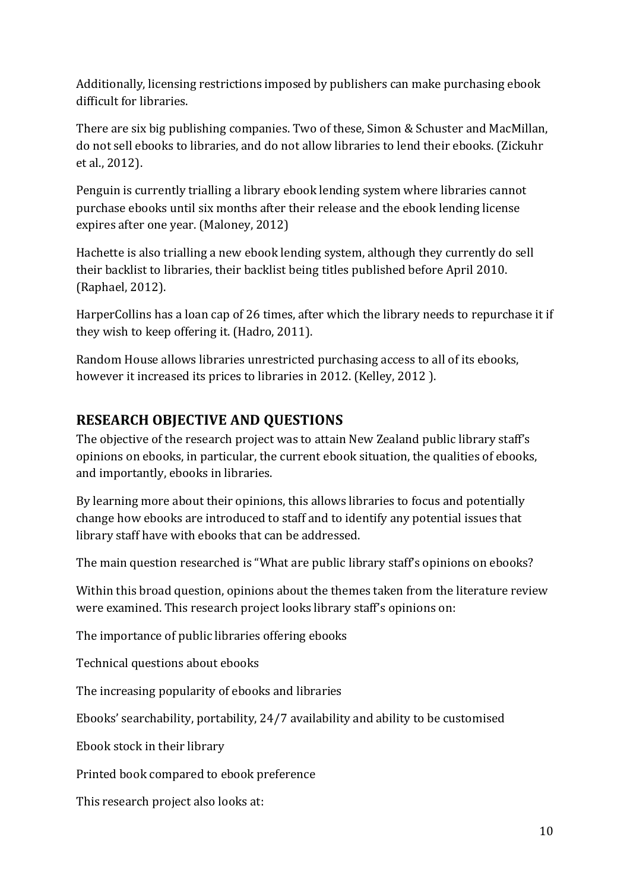Additionally, licensing restrictions imposed by publishers can make purchasing ebook difficult for libraries.

There are six big publishing companies. Two of these, Simon & Schuster and MacMillan, do not sell ebooks to libraries, and do not allow libraries to lend their ebooks. (Zickuhr et al., 2012).

Penguin is currently trialling a library ebook lending system where libraries cannot purchase ebooks until six months after their release and the ebook lending license expires after one year. (Maloney, 2012)

Hachette is also trialling a new ebook lending system, although they currently do sell their backlist to libraries, their backlist being titles published before April 2010. (Raphael, 2012).

HarperCollins has a loan cap of 26 times, after which the library needs to repurchase it if they wish to keep offering it. (Hadro, 2011).

Random House allows libraries unrestricted purchasing access to all of its ebooks, however it increased its prices to libraries in 2012. (Kelley, 2012 ).

## RESEARCH OBJECTIVE AND QUESTIONS

The objective of the research project was to attain New Zealand public library staff's opinions on ebooks, in particular, the current ebook situation, the qualities of ebooks, and importantly, ebooks in libraries.

By learning more about their opinions, this allows libraries to focus and potentially change how ebooks are introduced to staff and to identify any potential issues that library staff have with ebooks that can be addressed.

The main question researched is "What are public library staff's opinions on ebooks?

Within this broad question, opinions about the themes taken from the literature review were examined. This research project looks library staff's opinions on:

The importance of public libraries offering ebooks

Technical questions about ebooks

The increasing popularity of ebooks and libraries

Ebooks' searchability, portability, 24/7 availability and ability to be customised

Ebook stock in their library

Printed book compared to ebook preference

This research project also looks at: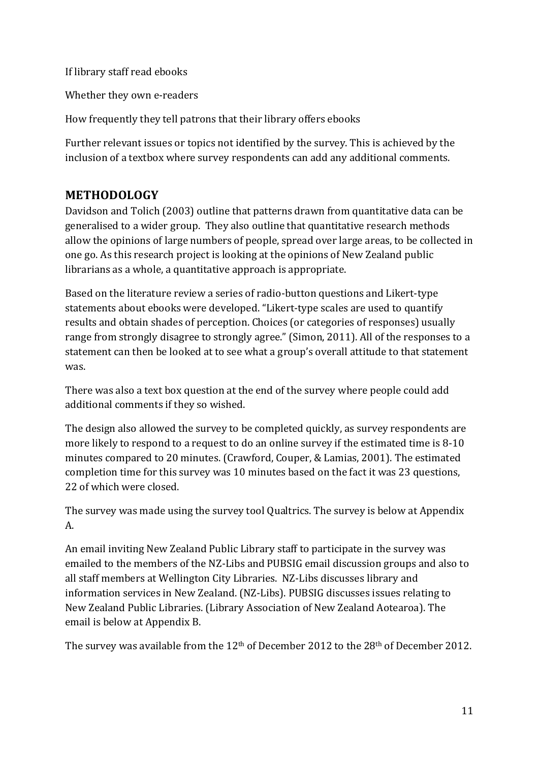If library staff read ebooks

Whether they own e-readers

How frequently they tell patrons that their library offers ebooks

Further relevant issues or topics not identified by the survey. This is achieved by the inclusion of a textbox where survey respondents can add any additional comments.

## METHODOLOGY

Davidson and Tolich (2003) outline that patterns drawn from quantitative data can be generalised to a wider group. They also outline that quantitative research methods allow the opinions of large numbers of people, spread over large areas, to be collected in one go. As this research project is looking at the opinions of New Zealand public librarians as a whole, a quantitative approach is appropriate.

Based on the literature review a series of radio-button questions and Likert-type statements about ebooks were developed. "Likert-type scales are used to quantify results and obtain shades of perception. Choices (or categories of responses) usually range from strongly disagree to strongly agree." (Simon, 2011). All of the responses to a statement can then be looked at to see what a group's overall attitude to that statement was.

There was also a text box question at the end of the survey where people could add additional comments if they so wished.

The design also allowed the survey to be completed quickly, as survey respondents are more likely to respond to a request to do an online survey if the estimated time is 8-10 minutes compared to 20 minutes. (Crawford, Couper, & Lamias, 2001). The estimated completion time for this survey was 10 minutes based on the fact it was 23 questions, 22 of which were closed.

The survey was made using the survey tool Qualtrics. The survey is below at Appendix A.

An email inviting New Zealand Public Library staff to participate in the survey was emailed to the members of the NZ-Libs and PUBSIG email discussion groups and also to all staff members at Wellington City Libraries. NZ-Libs discusses library and information services in New Zealand. (NZ-Libs). PUBSIG discusses issues relating to New Zealand Public Libraries. (Library Association of New Zealand Aotearoa). The email is below at Appendix B.

The survey was available from the 12th of December 2012 to the 28th of December 2012.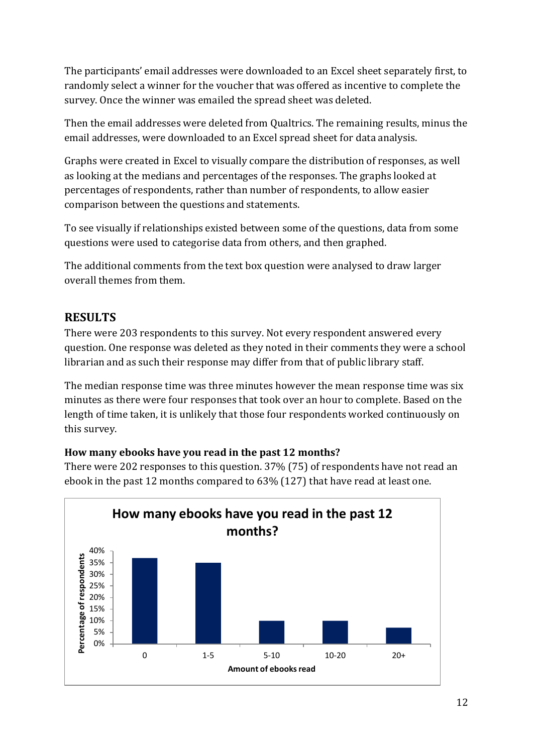The participants' email addresses were downloaded to an Excel sheet separately first, to randomly select a winner for the voucher that was offered as incentive to complete the survey. Once the winner was emailed the spread sheet was deleted.

Then the email addresses were deleted from Qualtrics. The remaining results, minus the email addresses, were downloaded to an Excel spread sheet for data analysis.

Graphs were created in Excel to visually compare the distribution of responses, as well as looking at the medians and percentages of the responses. The graphs looked at percentages of respondents, rather than number of respondents, to allow easier comparison between the questions and statements.

To see visually if relationships existed between some of the questions, data from some questions were used to categorise data from others, and then graphed.

The additional comments from the text box question were analysed to draw larger overall themes from them.

## RESULTS

There were 203 respondents to this survey. Not every respondent answered every question. One response was deleted as they noted in their comments they were a school librarian and as such their response may differ from that of public library staff.

The median response time was three minutes however the mean response time was six minutes as there were four responses that took over an hour to complete. Based on the length of time taken, it is unlikely that those four respondents worked continuously on this survey.

**How many ebooks have you read in the past 12 months?**

There were 202 responses to this question. 37% (75) of respondents have not read an ebook in the past 12 months compared to 63% (127) that have read at least one.

**How many ebooks have you read in the past 12 months?**

| Amount of ebooks read | Percentage of respondents (approx., read from chart) |
|---|---|
| 0 | 37% |
| 1-5 | 35% |
| 5-10 | 10% |
| 10-20 | 10% |
| 20+ | 7% |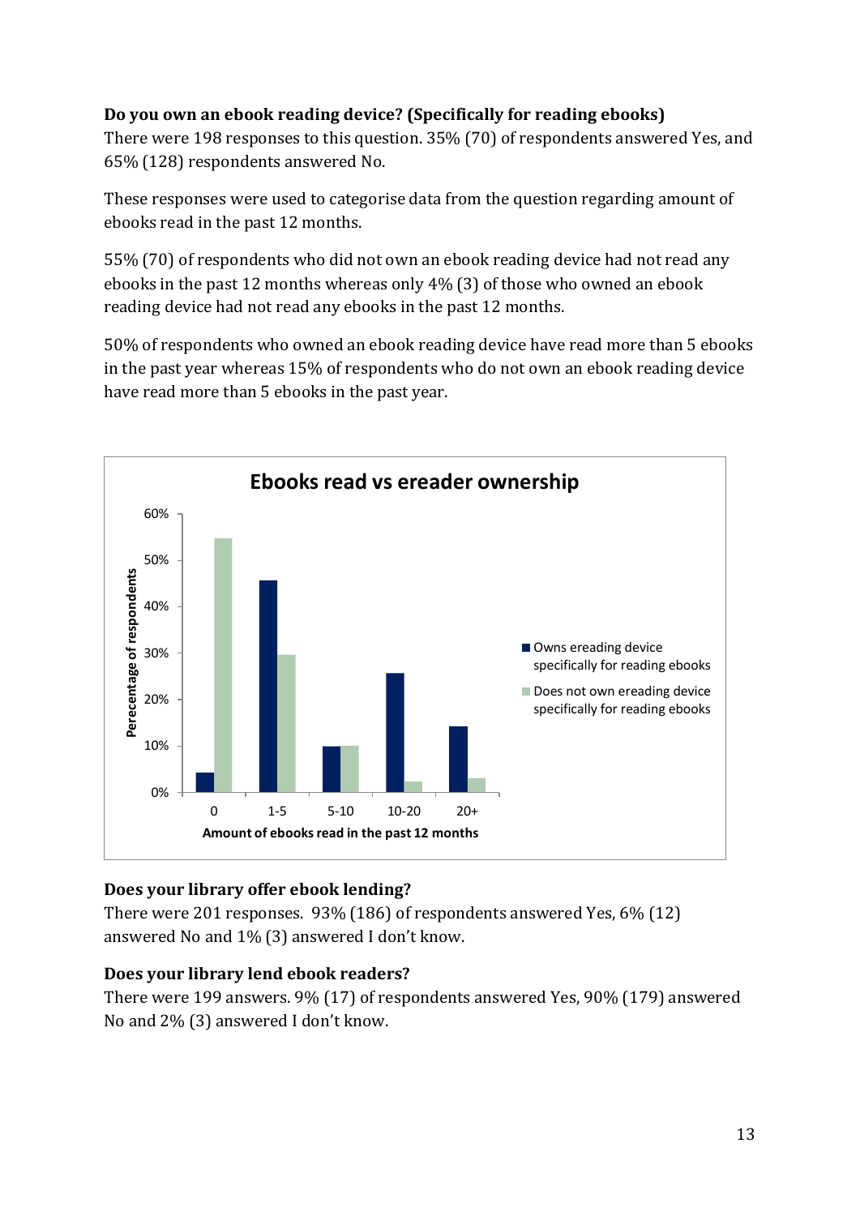**Do you own an ebook reading device? (Specifically for reading ebooks)**

There were 198 responses to this question. 35% (70) of respondents answered Yes, and 65% (128) respondents answered No.

These responses were used to categorise data from the question regarding amount of ebooks read in the past 12 months.

55% (70) of respondents who did not own an ebook reading device had not read any ebooks in the past 12 months whereas only 4% (3) of those who owned an ebook reading device had not read any ebooks in the past 12 months.

50% of respondents who owned an ebook reading device have read more than 5 ebooks in the past year whereas 15% of respondents who do not own an ebook reading device have read more than 5 ebooks in the past year.

**Ebooks read vs ereader ownership**

| Amount of ebooks read in the past 12 months | Owns ereading device specifically for reading ebooks | Does not own ereading device specifically for reading ebooks |
| --- | --- | --- |
| 0 | ~4% | ~55% |
| 1-5 | ~46% | ~30% |
| 5-10 | ~10% | ~10% |
| 10-20 | ~26% | ~2% |
| 20+ | ~14% | ~3% |

**Does your library offer ebook lending?**

There were 201 responses. 93% (186) of respondents answered Yes, 6% (12) answered No and 1% (3) answered I don't know.

**Does your library lend ebook readers?**

There were 199 answers. 9% (17) of respondents answered Yes, 90% (179) answered No and 2% (3) answered I don't know.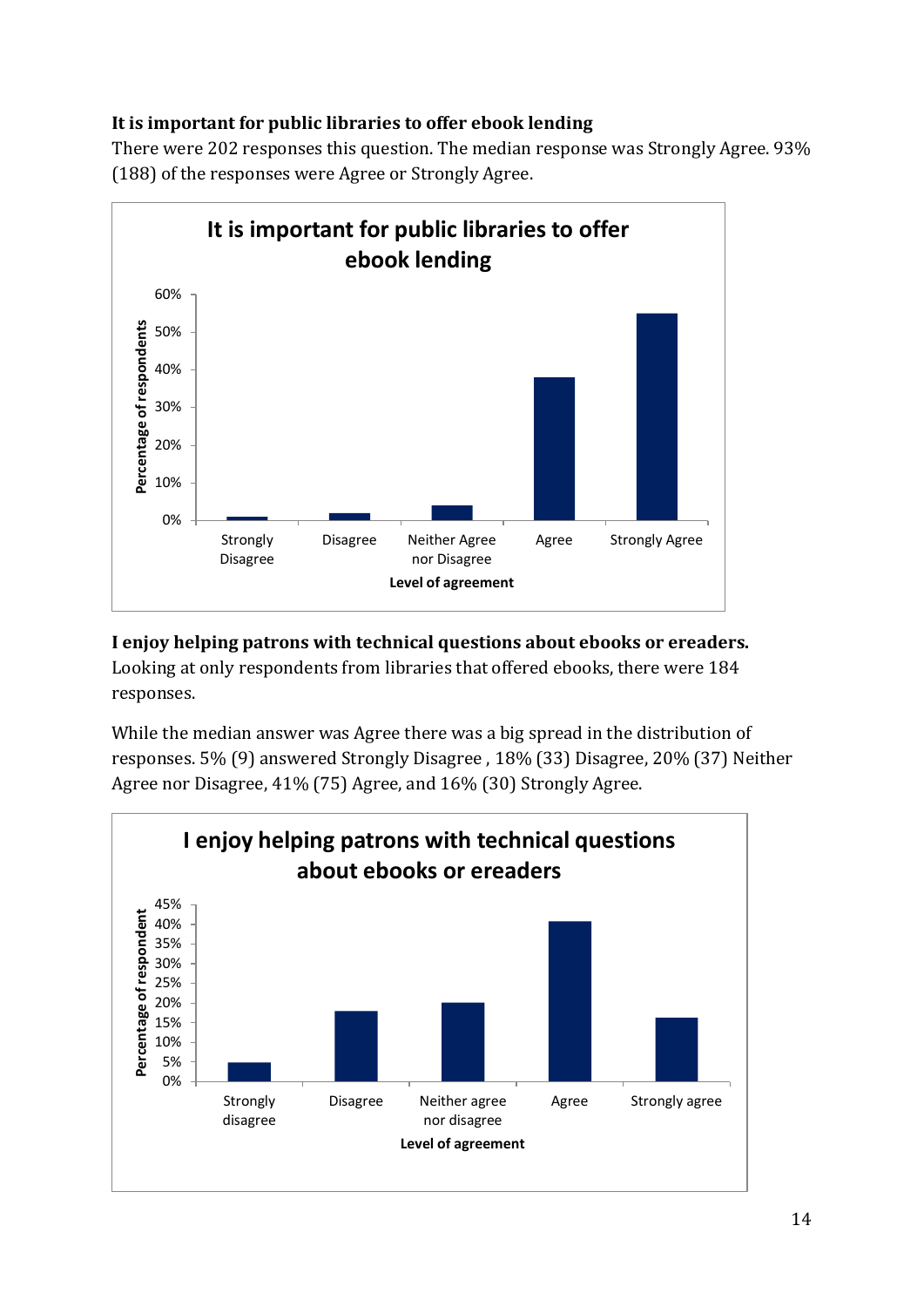**It is important for public libraries to offer ebook lending**

There were 202 responses this question. The median response was Strongly Agree. 93% (188) of the responses were Agree or Strongly Agree.

**I enjoy helping patrons with technical questions about ebooks or ereaders.**

Looking at only respondents from libraries that offered ebooks, there were 184 responses.

While the median answer was Agree there was a big spread in the distribution of responses. 5% (9) answered Strongly Disagree , 18% (33) Disagree, 20% (37) Neither Agree nor Disagree, 41% (75) Agree, and 16% (30) Strongly Agree.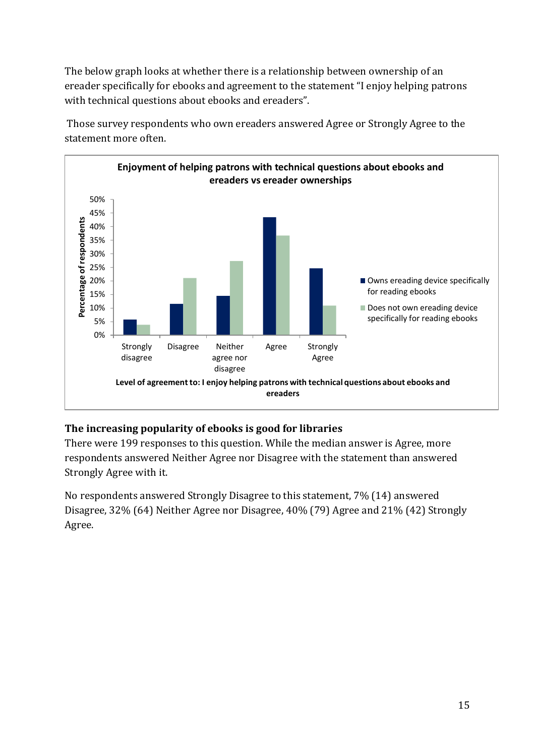The below graph looks at whether there is a relationship between ownership of an ereader specifically for ebooks and agreement to the statement "I enjoy helping patrons with technical questions about ebooks and ereaders".

Those survey respondents who own ereaders answered Agree or Strongly Agree to the statement more often.

**The increasing popularity of ebooks is good for libraries**

There were 199 responses to this question. While the median answer is Agree, more respondents answered Neither Agree nor Disagree with the statement than answered Strongly Agree with it.

No respondents answered Strongly Disagree to this statement, 7% (14) answered Disagree, 32% (64) Neither Agree nor Disagree, 40% (79) Agree and 21% (42) Strongly Agree.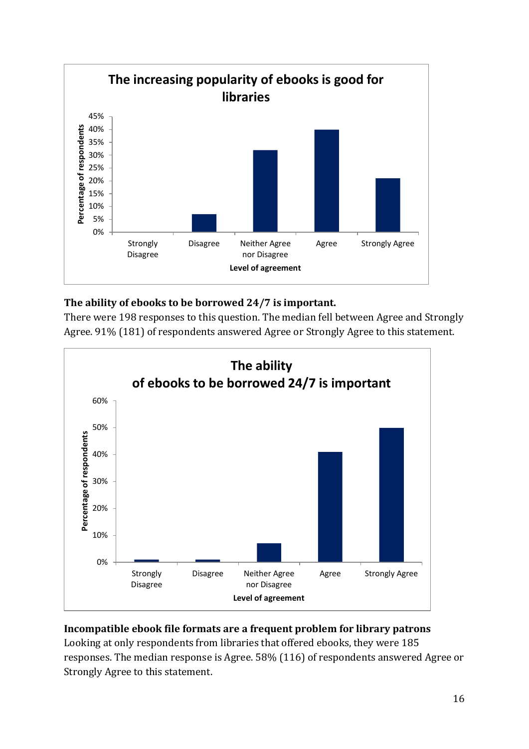**The ability of ebooks to be borrowed 24/7 is important.**

There were 198 responses to this question. The median fell between Agree and Strongly Agree. 91% (181) of respondents answered Agree or Strongly Agree to this statement.

**Incompatible ebook file formats are a frequent problem for library patrons**

Looking at only respondents from libraries that offered ebooks, they were 185 responses. The median response is Agree. 58% (116) of respondents answered Agree or Strongly Agree to this statement.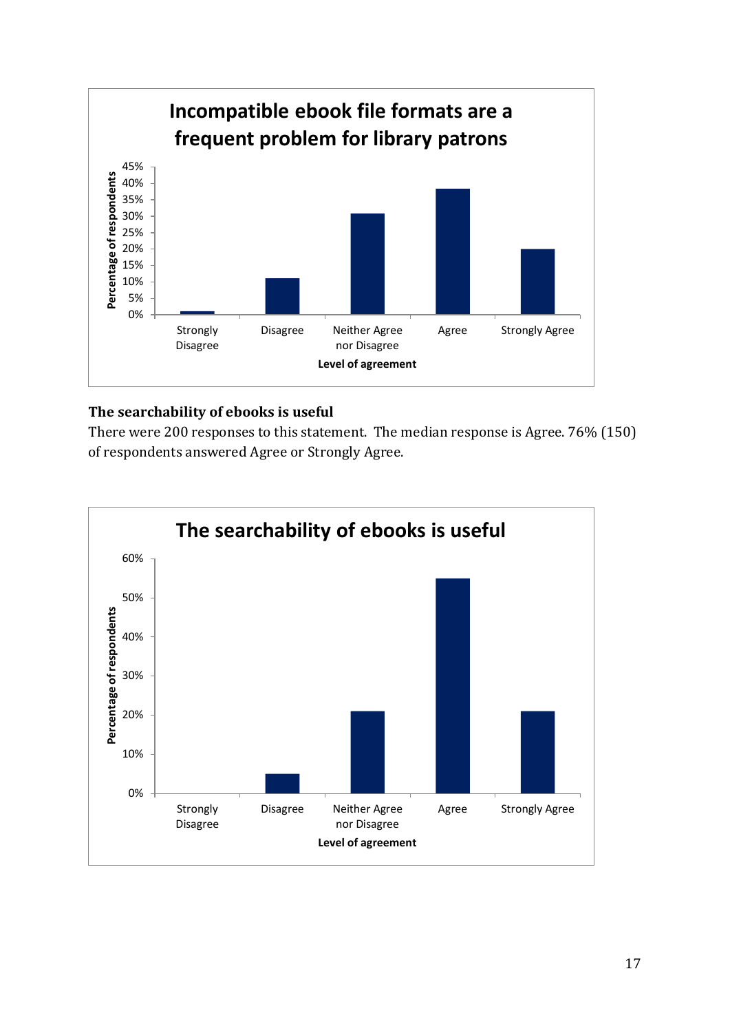**The searchability of ebooks is useful**

There were 200 responses to this statement. The median response is Agree. 76% (150) of respondents answered Agree or Strongly Agree.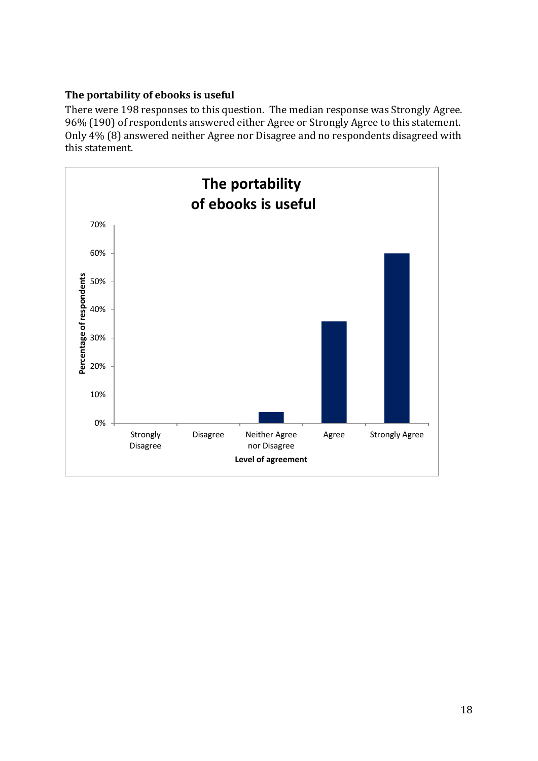### The portability of ebooks is useful

There were 198 responses to this question. The median response was Strongly Agree. 96% (190) of respondents answered either Agree or Strongly Agree to this statement. Only 4% (8) answered neither Agree nor Disagree and no respondents disagreed with this statement.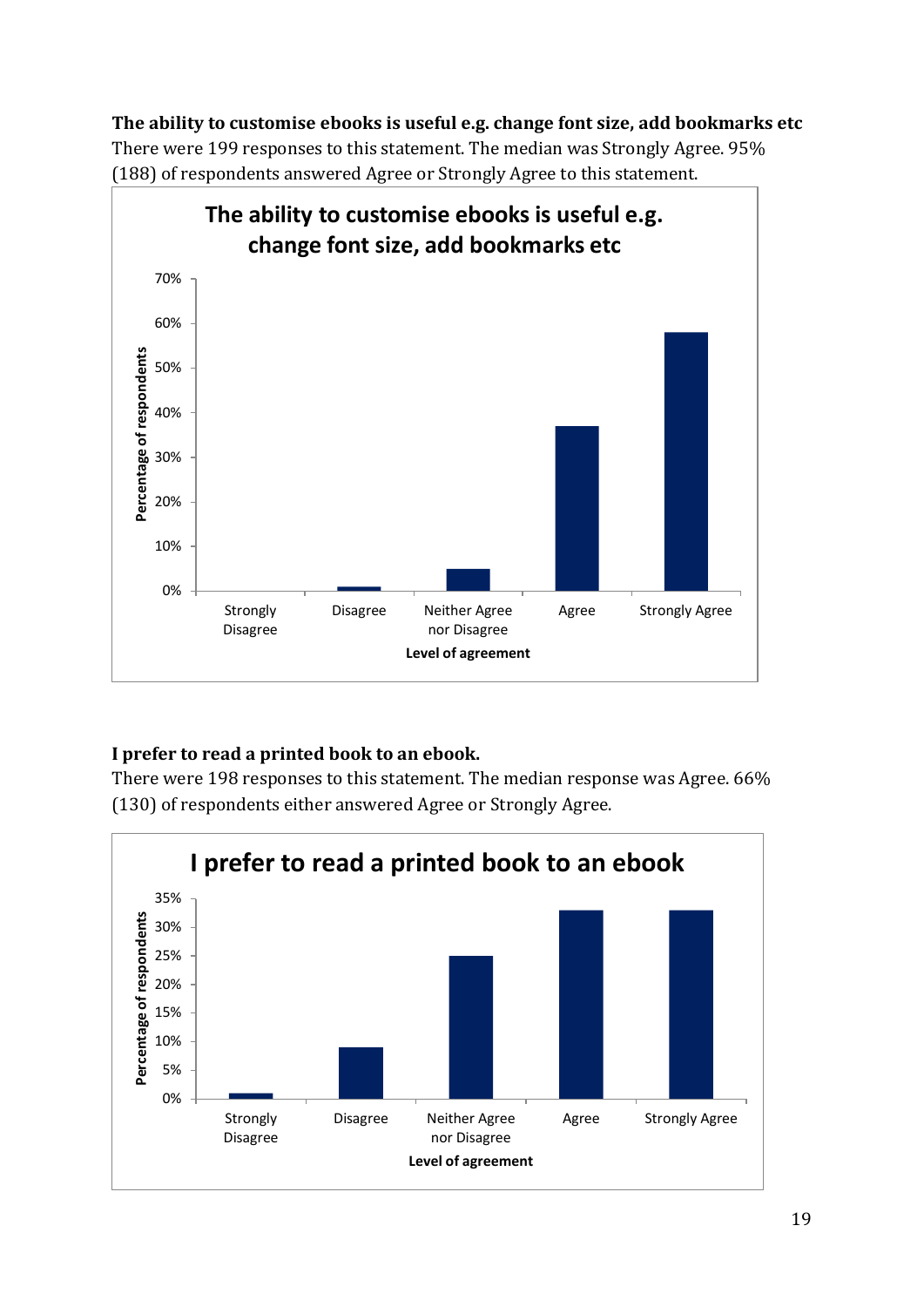**The ability to customise ebooks is useful e.g. change font size, add bookmarks etc**

There were 199 responses to this statement. The median was Strongly Agree. 95% (188) of respondents answered Agree or Strongly Agree to this statement.

**I prefer to read a printed book to an ebook.**

There were 198 responses to this statement. The median response was Agree. 66% (130) of respondents either answered Agree or Strongly Agree.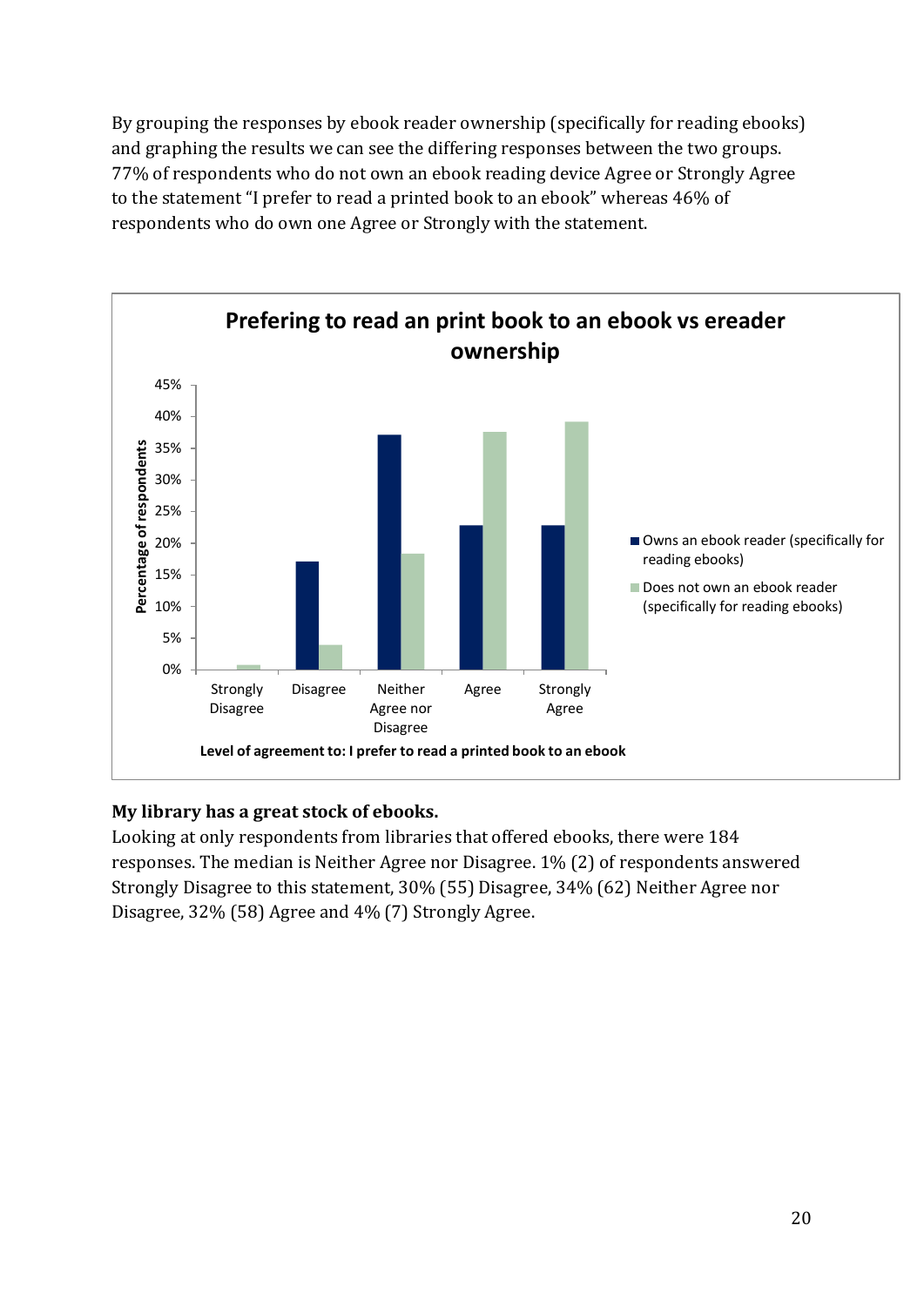By grouping the responses by ebook reader ownership (specifically for reading ebooks) and graphing the results we can see the differing responses between the two groups. 77% of respondents who do not own an ebook reading device Agree or Strongly Agree to the statement "I prefer to read a printed book to an ebook" whereas 46% of respondents who do own one Agree or Strongly with the statement.

**Prefering to read an print book to an ebook vs ereader ownership**

| Level of agreement to: I prefer to read a printed book to an ebook | Owns an ebook reader (specifically for reading ebooks) | Does not own an ebook reader (specifically for reading ebooks) |
|---|---|---|
| Strongly Disagree | 0% | ~1% |
| Disagree | ~17% | ~4% |
| Neither Agree nor Disagree | ~37% | ~18% |
| Agree | ~23% | ~38% |
| Strongly Agree | ~23% | ~39% |

**My library has a great stock of ebooks.**

Looking at only respondents from libraries that offered ebooks, there were 184 responses. The median is Neither Agree nor Disagree. 1% (2) of respondents answered Strongly Disagree to this statement, 30% (55) Disagree, 34% (62) Neither Agree nor Disagree, 32% (58) Agree and 4% (7) Strongly Agree.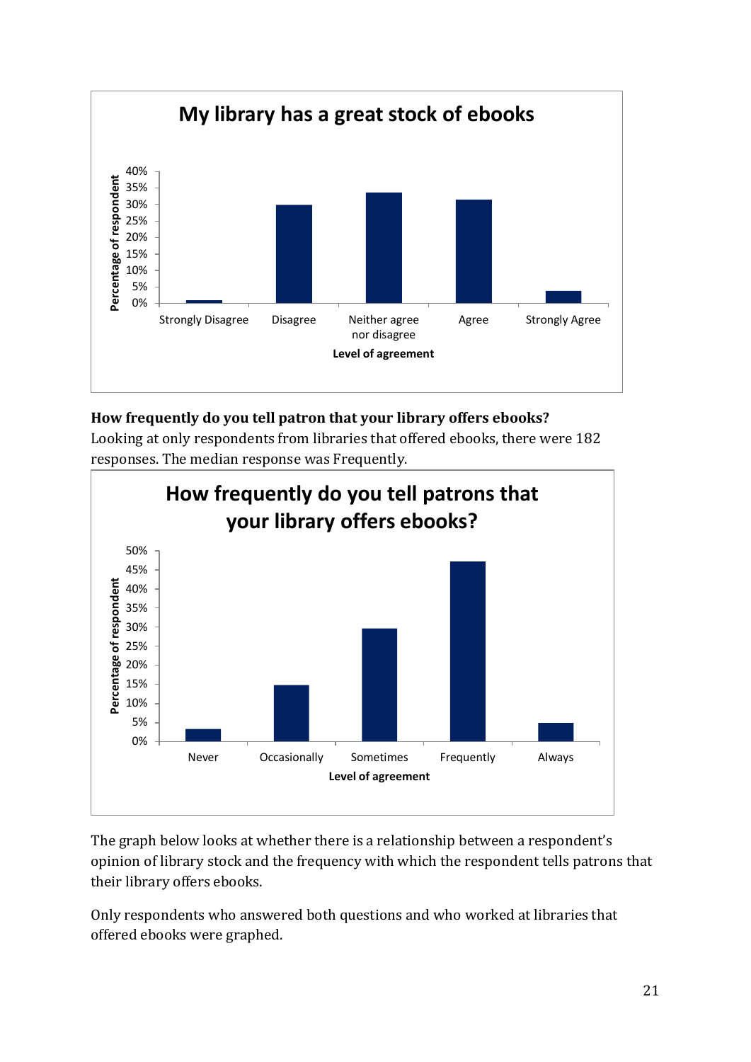**How frequently do you tell patron that your library offers ebooks?**

Looking at only respondents from libraries that offered ebooks, there were 182 responses. The median response was Frequently.

The graph below looks at whether there is a relationship between a respondent's opinion of library stock and the frequency with which the respondent tells patrons that their library offers ebooks.

Only respondents who answered both questions and who worked at libraries that offered ebooks were graphed.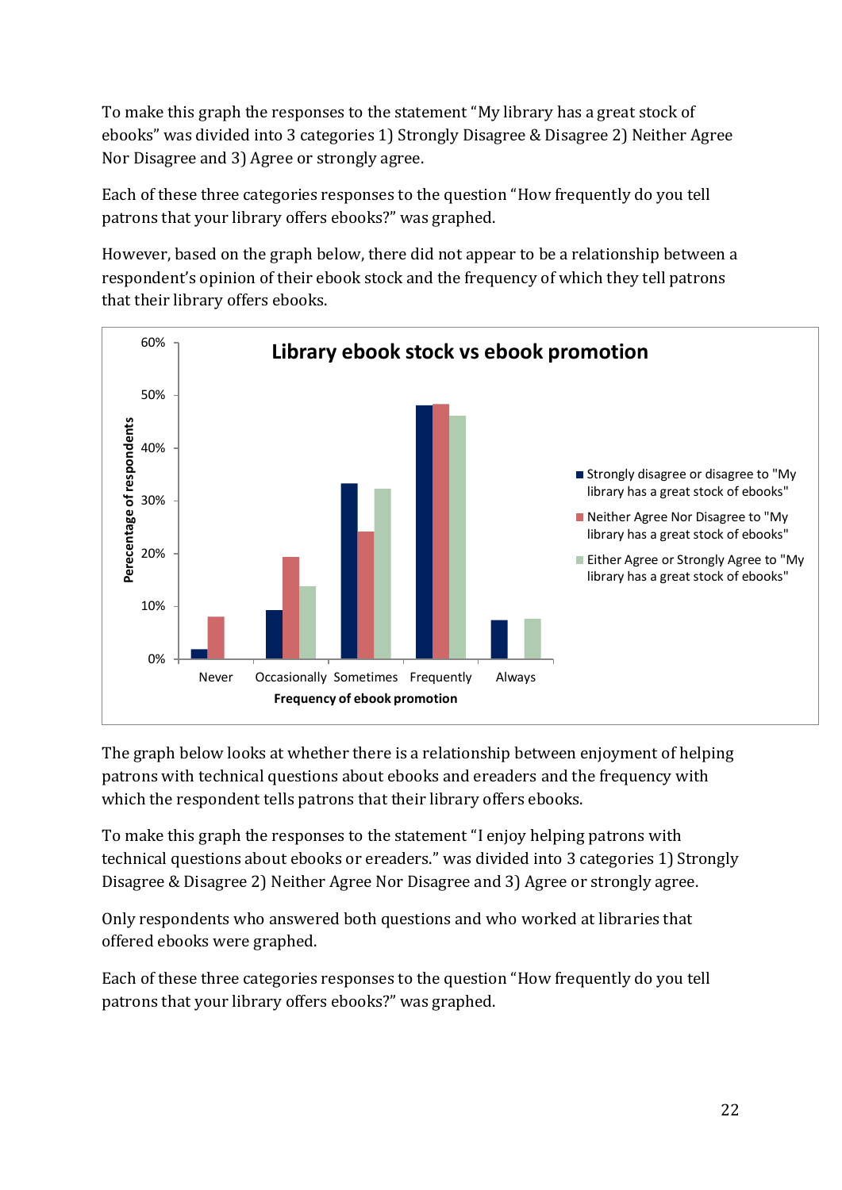To make this graph the responses to the statement "My library has a great stock of ebooks" was divided into 3 categories 1) Strongly Disagree & Disagree 2) Neither Agree Nor Disagree and 3) Agree or strongly agree.

Each of these three categories responses to the question "How frequently do you tell patrons that your library offers ebooks?" was graphed.

However, based on the graph below, there did not appear to be a relationship between a respondent's opinion of their ebook stock and the frequency of which they tell patrons that their library offers ebooks.

**Library ebook stock vs ebook promotion**

Y-axis: Perecentage of respondents (0%–60%)

X-axis: Frequency of ebook promotion

| Frequency of ebook promotion | Strongly disagree or disagree to "My library has a great stock of ebooks" | Neither Agree Nor Disagree to "My library has a great stock of ebooks" | Either Agree or Strongly Agree to "My library has a great stock of ebooks" |
|---|---|---|---|
| Never | ~2% | ~8% | 0% |
| Occasionally | ~9% | ~19% | ~14% |
| Sometimes | ~33% | ~24% | ~32% |
| Frequently | ~48% | ~48% | ~46% |
| Always | ~7% | 0% | ~8% |

The graph below looks at whether there is a relationship between enjoyment of helping patrons with technical questions about ebooks and ereaders and the frequency with which the respondent tells patrons that their library offers ebooks.

To make this graph the responses to the statement "I enjoy helping patrons with technical questions about ebooks or ereaders." was divided into 3 categories 1) Strongly Disagree & Disagree 2) Neither Agree Nor Disagree and 3) Agree or strongly agree.

Only respondents who answered both questions and who worked at libraries that offered ebooks were graphed.

Each of these three categories responses to the question "How frequently do you tell patrons that your library offers ebooks?" was graphed.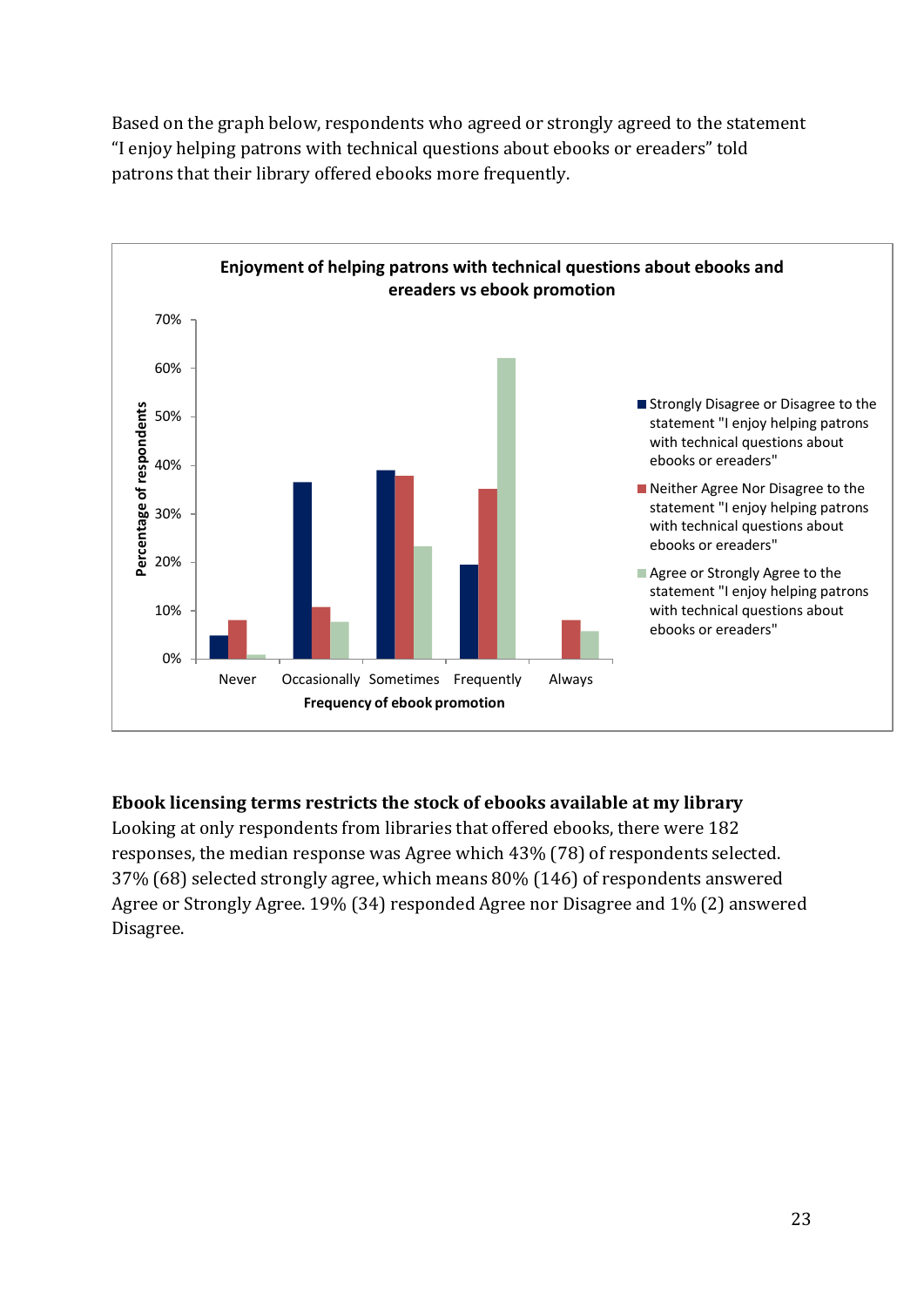Based on the graph below, respondents who agreed or strongly agreed to the statement "I enjoy helping patrons with technical questions about ebooks or ereaders" told patrons that their library offered ebooks more frequently.

**Enjoyment of helping patrons with technical questions about ebooks and ereaders vs ebook promotion**

Percentage of respondents

Frequency of ebook promotion: Never, Occasionally, Sometimes, Frequently, Always

- Strongly Disagree or Disagree to the statement "I enjoy helping patrons with technical questions about ebooks or ereaders"
- Neither Agree Nor Disagree to the statement "I enjoy helping patrons with technical questions about ebooks or ereaders"
- Agree or Strongly Agree to the statement "I enjoy helping patrons with technical questions about ebooks or ereaders"

**Ebook licensing terms restricts the stock of ebooks available at my library**

Looking at only respondents from libraries that offered ebooks, there were 182 responses, the median response was Agree which 43% (78) of respondents selected. 37% (68) selected strongly agree, which means 80% (146) of respondents answered Agree or Strongly Agree. 19% (34) responded Agree nor Disagree and 1% (2) answered Disagree.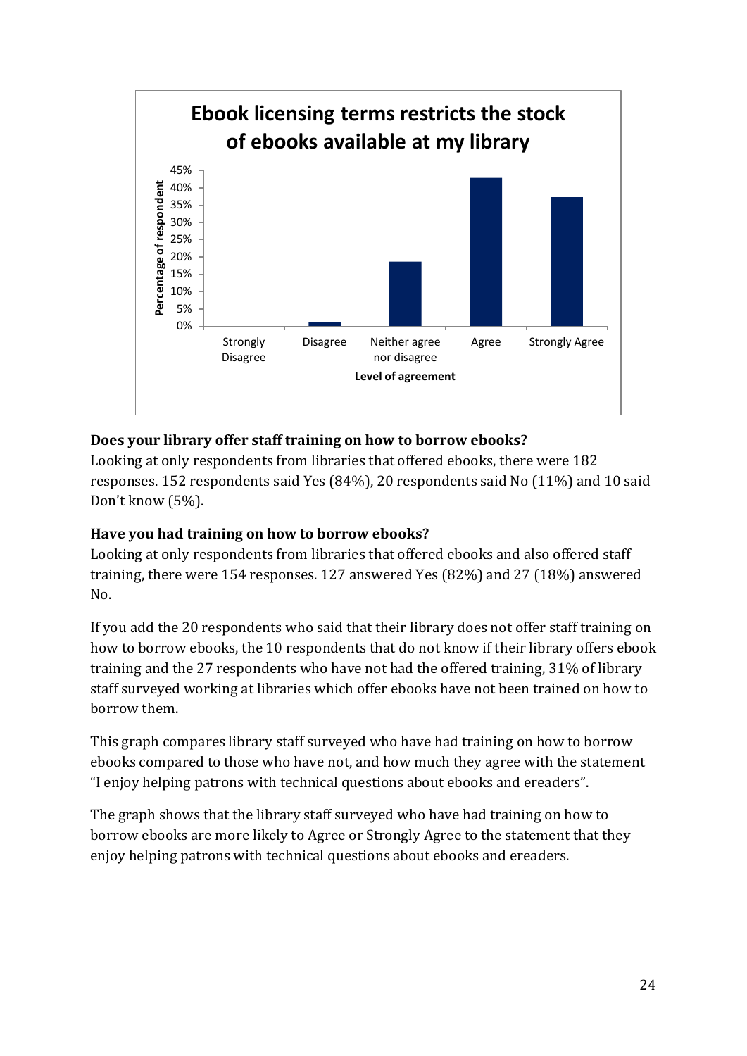**Ebook licensing terms restricts the stock of ebooks available at my library**

| Level of agreement | Percentage of respondent |
|---|---|
| Strongly Disagree | 0% |
| Disagree | ~1% |
| Neither agree nor disagree | ~18% |
| Agree | ~43% |
| Strongly Agree | ~37% |

**Does your library offer staff training on how to borrow ebooks?**

Looking at only respondents from libraries that offered ebooks, there were 182 responses. 152 respondents said Yes (84%), 20 respondents said No (11%) and 10 said Don't know (5%).

**Have you had training on how to borrow ebooks?**

Looking at only respondents from libraries that offered ebooks and also offered staff training, there were 154 responses. 127 answered Yes (82%) and 27 (18%) answered No.

If you add the 20 respondents who said that their library does not offer staff training on how to borrow ebooks, the 10 respondents that do not know if their library offers ebook training and the 27 respondents who have not had the offered training, 31% of library staff surveyed working at libraries which offer ebooks have not been trained on how to borrow them.

This graph compares library staff surveyed who have had training on how to borrow ebooks compared to those who have not, and how much they agree with the statement "I enjoy helping patrons with technical questions about ebooks and ereaders".

The graph shows that the library staff surveyed who have had training on how to borrow ebooks are more likely to Agree or Strongly Agree to the statement that they enjoy helping patrons with technical questions about ebooks and ereaders.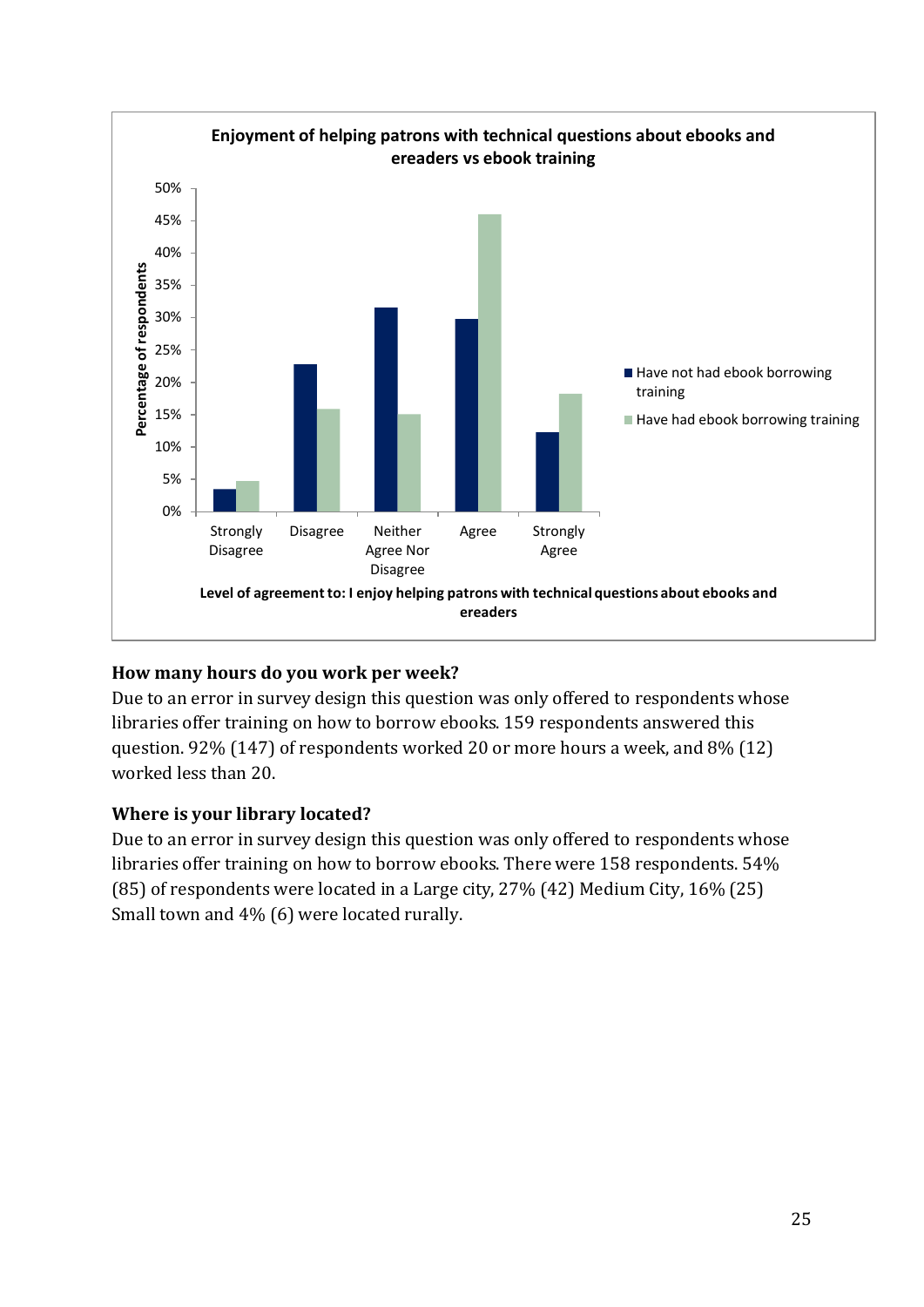**Enjoyment of helping patrons with technical questions about ebooks and ereaders vs ebook training**

**How many hours do you work per week?**

Due to an error in survey design this question was only offered to respondents whose libraries offer training on how to borrow ebooks. 159 respondents answered this question. 92% (147) of respondents worked 20 or more hours a week, and 8% (12) worked less than 20.

**Where is your library located?**

Due to an error in survey design this question was only offered to respondents whose libraries offer training on how to borrow ebooks. There were 158 respondents. 54% (85) of respondents were located in a Large city, 27% (42) Medium City, 16% (25) Small town and 4% (6) were located rurally.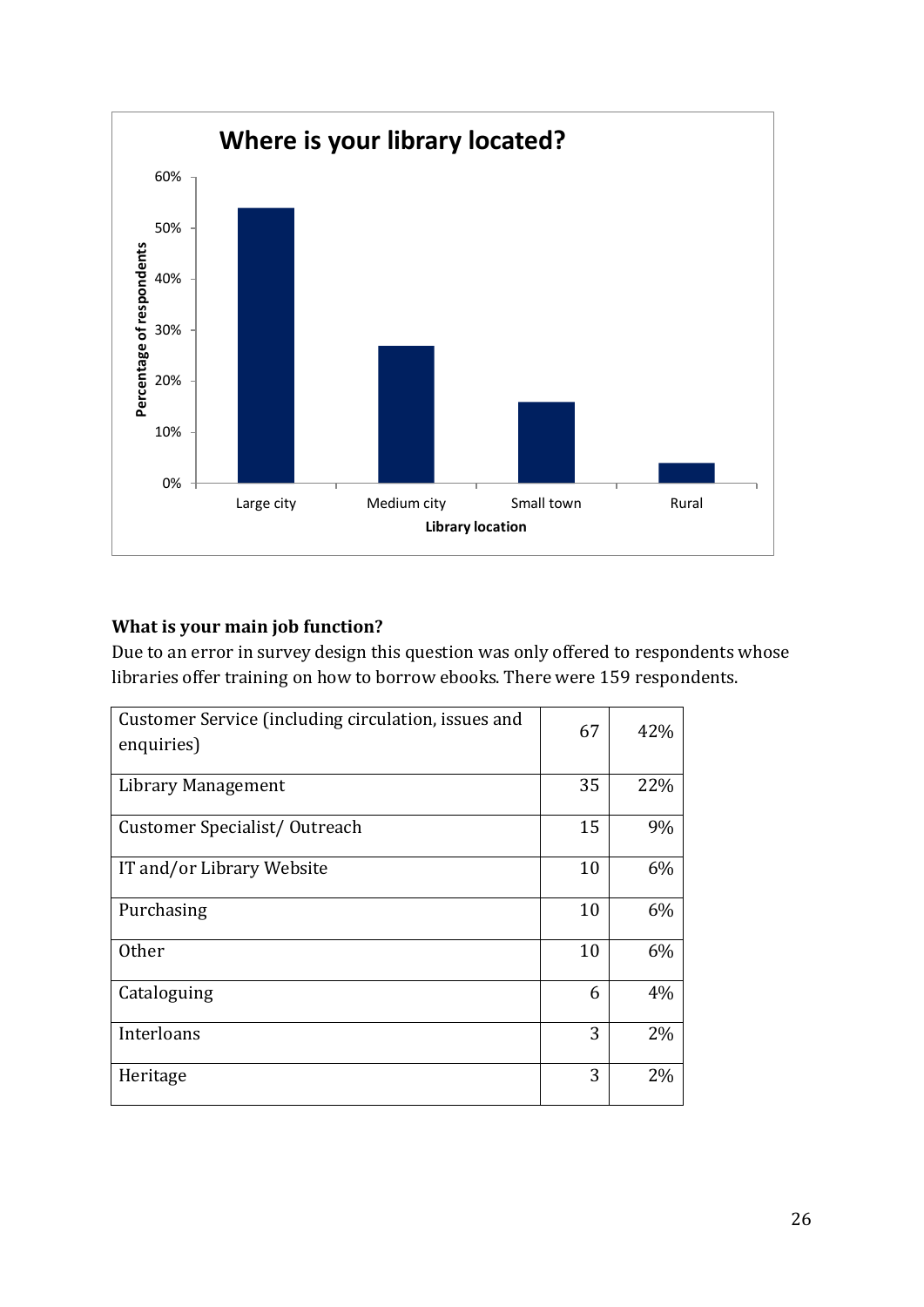**Where is your library located?**

| Library location | Percentage of respondents |
|---|---|
| Large city | 54% |
| Medium city | 27% |
| Small town | 16% |
| Rural | 4% |

**What is your main job function?**

Due to an error in survey design this question was only offered to respondents whose libraries offer training on how to borrow ebooks. There were 159 respondents.

| Job function | Number | Percentage |
|---|---|---|
| Customer Service (including circulation, issues and enquiries) | 67 | 42% |
| Library Management | 35 | 22% |
| Customer Specialist/ Outreach | 15 | 9% |
| IT and/or Library Website | 10 | 6% |
| Purchasing | 10 | 6% |
| Other | 10 | 6% |
| Cataloguing | 6 | 4% |
| Interloans | 3 | 2% |
| Heritage | 3 | 2% |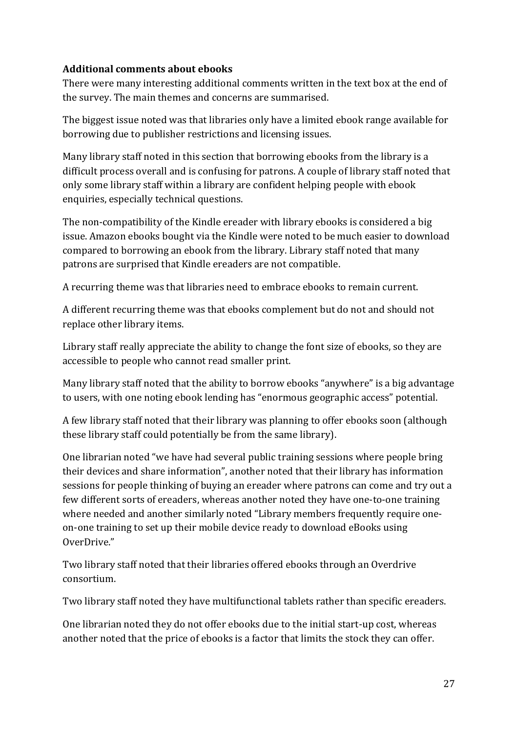**Additional comments about ebooks**

There were many interesting additional comments written in the text box at the end of the survey. The main themes and concerns are summarised.

The biggest issue noted was that libraries only have a limited ebook range available for borrowing due to publisher restrictions and licensing issues.

Many library staff noted in this section that borrowing ebooks from the library is a difficult process overall and is confusing for patrons. A couple of library staff noted that only some library staff within a library are confident helping people with ebook enquiries, especially technical questions.

The non-compatibility of the Kindle ereader with library ebooks is considered a big issue. Amazon ebooks bought via the Kindle were noted to be much easier to download compared to borrowing an ebook from the library. Library staff noted that many patrons are surprised that Kindle ereaders are not compatible.

A recurring theme was that libraries need to embrace ebooks to remain current.

A different recurring theme was that ebooks complement but do not and should not replace other library items.

Library staff really appreciate the ability to change the font size of ebooks, so they are accessible to people who cannot read smaller print.

Many library staff noted that the ability to borrow ebooks "anywhere" is a big advantage to users, with one noting ebook lending has "enormous geographic access" potential.

A few library staff noted that their library was planning to offer ebooks soon (although these library staff could potentially be from the same library).

One librarian noted "we have had several public training sessions where people bring their devices and share information", another noted that their library has information sessions for people thinking of buying an ereader where patrons can come and try out a few different sorts of ereaders, whereas another noted they have one-to-one training where needed and another similarly noted "Library members frequently require one-on-one training to set up their mobile device ready to download eBooks using OverDrive."

Two library staff noted that their libraries offered ebooks through an Overdrive consortium.

Two library staff noted they have multifunctional tablets rather than specific ereaders.

One librarian noted they do not offer ebooks due to the initial start-up cost, whereas another noted that the price of ebooks is a factor that limits the stock they can offer.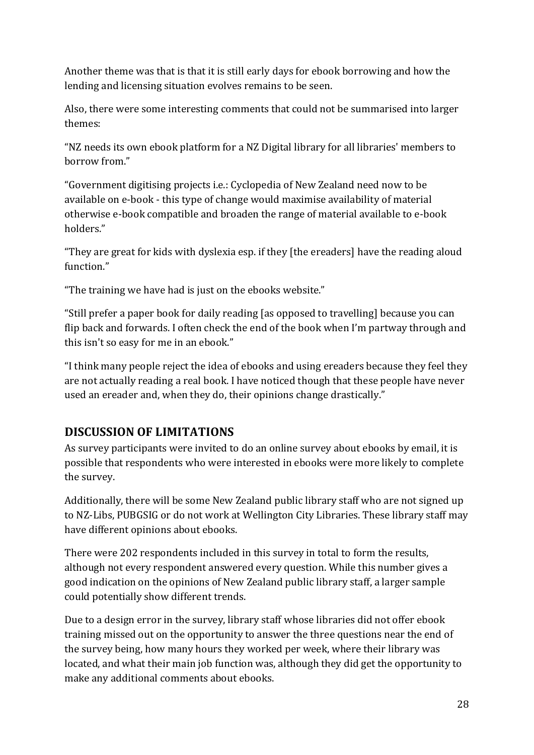Another theme was that is that it is still early days for ebook borrowing and how the lending and licensing situation evolves remains to be seen.

Also, there were some interesting comments that could not be summarised into larger themes:

"NZ needs its own ebook platform for a NZ Digital library for all libraries' members to borrow from."

"Government digitising projects i.e.: Cyclopedia of New Zealand need now to be available on e-book - this type of change would maximise availability of material otherwise e-book compatible and broaden the range of material available to e-book holders."

"They are great for kids with dyslexia esp. if they [the ereaders] have the reading aloud function."

"The training we have had is just on the ebooks website."

"Still prefer a paper book for daily reading [as opposed to travelling] because you can flip back and forwards. I often check the end of the book when I'm partway through and this isn't so easy for me in an ebook."

"I think many people reject the idea of ebooks and using ereaders because they feel they are not actually reading a real book. I have noticed though that these people have never used an ereader and, when they do, their opinions change drastically."

## DISCUSSION OF LIMITATIONS

As survey participants were invited to do an online survey about ebooks by email, it is possible that respondents who were interested in ebooks were more likely to complete the survey.

Additionally, there will be some New Zealand public library staff who are not signed up to NZ-Libs, PUBGSIG or do not work at Wellington City Libraries. These library staff may have different opinions about ebooks.

There were 202 respondents included in this survey in total to form the results, although not every respondent answered every question. While this number gives a good indication on the opinions of New Zealand public library staff, a larger sample could potentially show different trends.

Due to a design error in the survey, library staff whose libraries did not offer ebook training missed out on the opportunity to answer the three questions near the end of the survey being, how many hours they worked per week, where their library was located, and what their main job function was, although they did get the opportunity to make any additional comments about ebooks.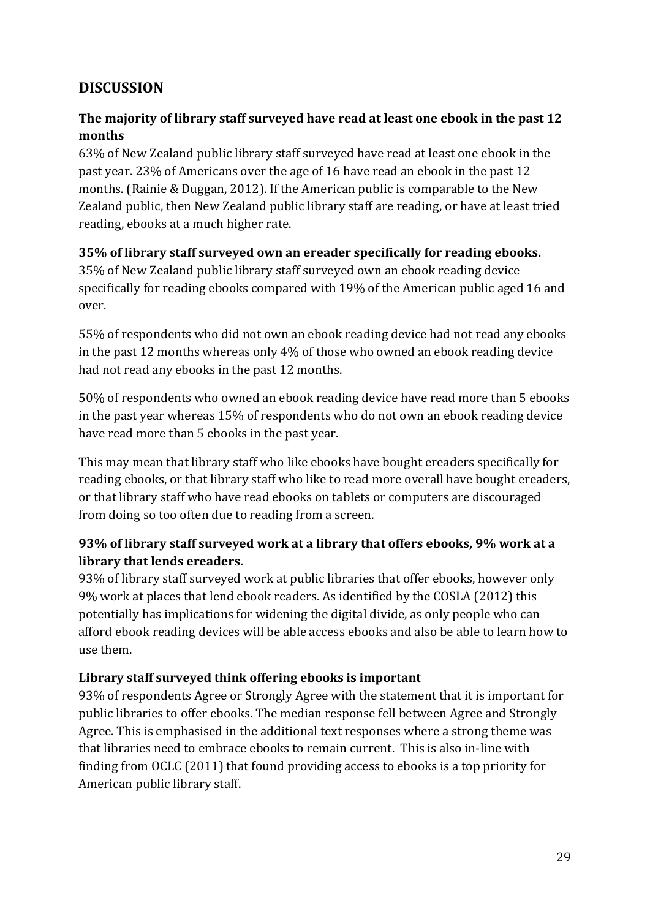## DISCUSSION

### The majority of library staff surveyed have read at least one ebook in the past 12 months

63% of New Zealand public library staff surveyed have read at least one ebook in the past year. 23% of Americans over the age of 16 have read an ebook in the past 12 months. (Rainie & Duggan, 2012). If the American public is comparable to the New Zealand public, then New Zealand public library staff are reading, or have at least tried reading, ebooks at a much higher rate.

### 35% of library staff surveyed own an ereader specifically for reading ebooks.

35% of New Zealand public library staff surveyed own an ebook reading device specifically for reading ebooks compared with 19% of the American public aged 16 and over.

55% of respondents who did not own an ebook reading device had not read any ebooks in the past 12 months whereas only 4% of those who owned an ebook reading device had not read any ebooks in the past 12 months.

50% of respondents who owned an ebook reading device have read more than 5 ebooks in the past year whereas 15% of respondents who do not own an ebook reading device have read more than 5 ebooks in the past year.

This may mean that library staff who like ebooks have bought ereaders specifically for reading ebooks, or that library staff who like to read more overall have bought ereaders, or that library staff who have read ebooks on tablets or computers are discouraged from doing so too often due to reading from a screen.

### 93% of library staff surveyed work at a library that offers ebooks, 9% work at a library that lends ereaders.

93% of library staff surveyed work at public libraries that offer ebooks, however only 9% work at places that lend ebook readers. As identified by the COSLA (2012) this potentially has implications for widening the digital divide, as only people who can afford ebook reading devices will be able access ebooks and also be able to learn how to use them.

### Library staff surveyed think offering ebooks is important

93% of respondents Agree or Strongly Agree with the statement that it is important for public libraries to offer ebooks. The median response fell between Agree and Strongly Agree. This is emphasised in the additional text responses where a strong theme was that libraries need to embrace ebooks to remain current. This is also in-line with finding from OCLC (2011) that found providing access to ebooks is a top priority for American public library staff.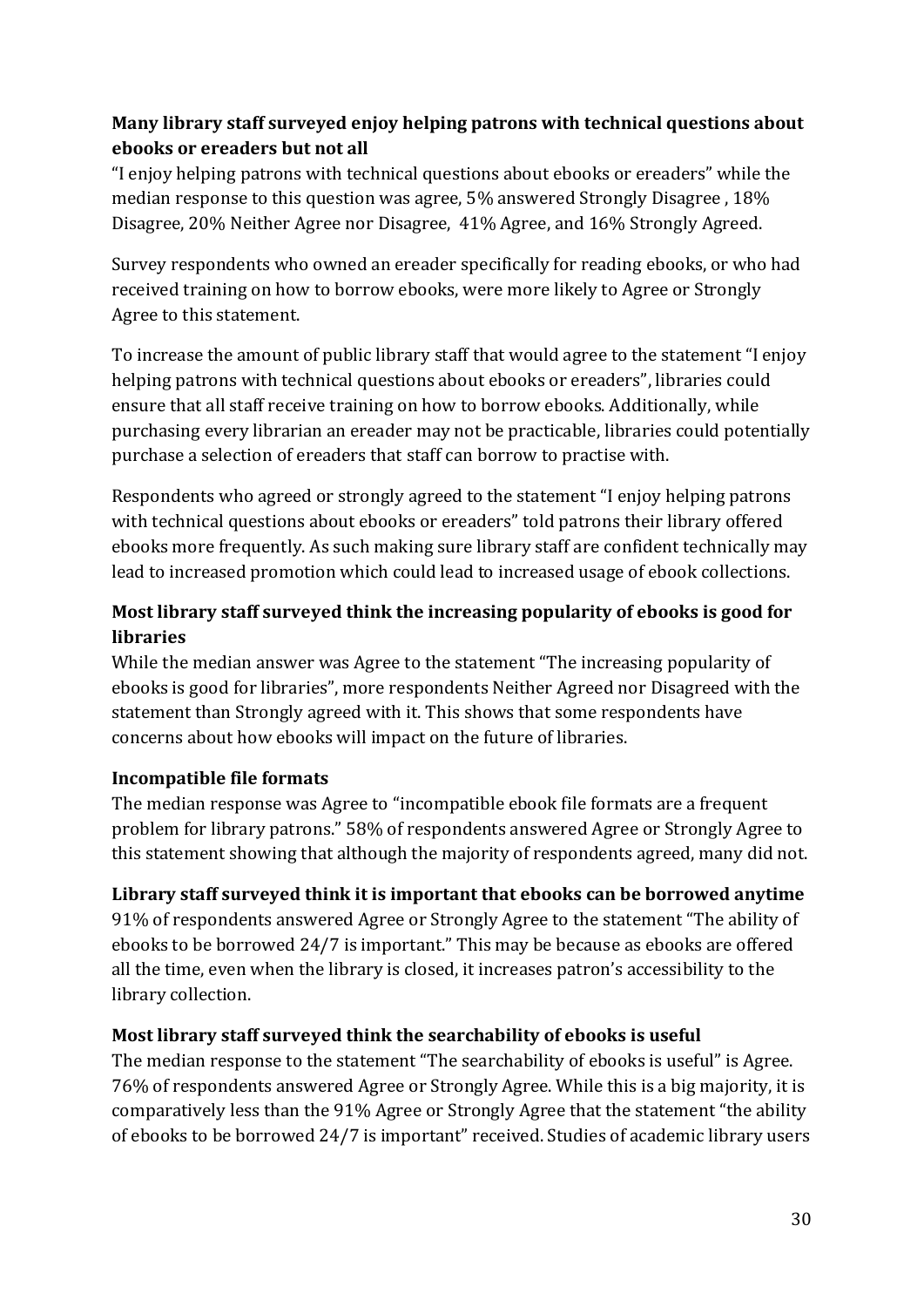**Many library staff surveyed enjoy helping patrons with technical questions about ebooks or ereaders but not all**

"I enjoy helping patrons with technical questions about ebooks or ereaders" while the median response to this question was agree, 5% answered Strongly Disagree , 18% Disagree, 20% Neither Agree nor Disagree, 41% Agree, and 16% Strongly Agreed.

Survey respondents who owned an ereader specifically for reading ebooks, or who had received training on how to borrow ebooks, were more likely to Agree or Strongly Agree to this statement.

To increase the amount of public library staff that would agree to the statement "I enjoy helping patrons with technical questions about ebooks or ereaders", libraries could ensure that all staff receive training on how to borrow ebooks. Additionally, while purchasing every librarian an ereader may not be practicable, libraries could potentially purchase a selection of ereaders that staff can borrow to practise with.

Respondents who agreed or strongly agreed to the statement "I enjoy helping patrons with technical questions about ebooks or ereaders" told patrons their library offered ebooks more frequently. As such making sure library staff are confident technically may lead to increased promotion which could lead to increased usage of ebook collections.

**Most library staff surveyed think the increasing popularity of ebooks is good for libraries**

While the median answer was Agree to the statement "The increasing popularity of ebooks is good for libraries", more respondents Neither Agreed nor Disagreed with the statement than Strongly agreed with it. This shows that some respondents have concerns about how ebooks will impact on the future of libraries.

**Incompatible file formats**

The median response was Agree to "incompatible ebook file formats are a frequent problem for library patrons." 58% of respondents answered Agree or Strongly Agree to this statement showing that although the majority of respondents agreed, many did not.

**Library staff surveyed think it is important that ebooks can be borrowed anytime**

91% of respondents answered Agree or Strongly Agree to the statement "The ability of ebooks to be borrowed 24/7 is important." This may be because as ebooks are offered all the time, even when the library is closed, it increases patron's accessibility to the library collection.

**Most library staff surveyed think the searchability of ebooks is useful**

The median response to the statement "The searchability of ebooks is useful" is Agree. 76% of respondents answered Agree or Strongly Agree. While this is a big majority, it is comparatively less than the 91% Agree or Strongly Agree that the statement "the ability of ebooks to be borrowed 24/7 is important" received. Studies of academic library users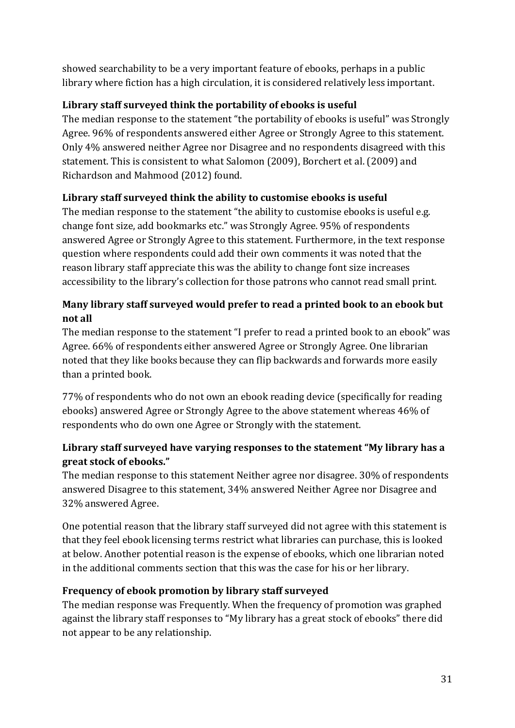showed searchability to be a very important feature of ebooks, perhaps in a public library where fiction has a high circulation, it is considered relatively less important.

**Library staff surveyed think the portability of ebooks is useful**

The median response to the statement "the portability of ebooks is useful" was Strongly Agree. 96% of respondents answered either Agree or Strongly Agree to this statement. Only 4% answered neither Agree nor Disagree and no respondents disagreed with this statement. This is consistent to what Salomon (2009), Borchert et al. (2009) and Richardson and Mahmood (2012) found.

**Library staff surveyed think the ability to customise ebooks is useful**

The median response to the statement "the ability to customise ebooks is useful e.g. change font size, add bookmarks etc." was Strongly Agree. 95% of respondents answered Agree or Strongly Agree to this statement. Furthermore, in the text response question where respondents could add their own comments it was noted that the reason library staff appreciate this was the ability to change font size increases accessibility to the library's collection for those patrons who cannot read small print.

**Many library staff surveyed would prefer to read a printed book to an ebook but not all**

The median response to the statement "I prefer to read a printed book to an ebook" was Agree. 66% of respondents either answered Agree or Strongly Agree. One librarian noted that they like books because they can flip backwards and forwards more easily than a printed book.

77% of respondents who do not own an ebook reading device (specifically for reading ebooks) answered Agree or Strongly Agree to the above statement whereas 46% of respondents who do own one Agree or Strongly with the statement.

**Library staff surveyed have varying responses to the statement "My library has a great stock of ebooks."**

The median response to this statement Neither agree nor disagree. 30% of respondents answered Disagree to this statement, 34% answered Neither Agree nor Disagree and 32% answered Agree.

One potential reason that the library staff surveyed did not agree with this statement is that they feel ebook licensing terms restrict what libraries can purchase, this is looked at below. Another potential reason is the expense of ebooks, which one librarian noted in the additional comments section that this was the case for his or her library.

**Frequency of ebook promotion by library staff surveyed**

The median response was Frequently. When the frequency of promotion was graphed against the library staff responses to "My library has a great stock of ebooks" there did not appear to be any relationship.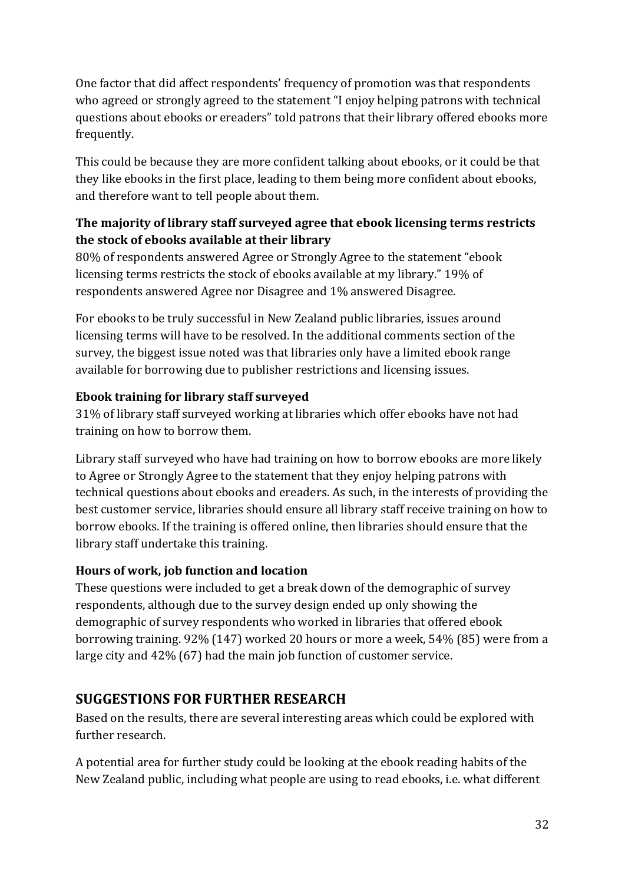One factor that did affect respondents' frequency of promotion was that respondents who agreed or strongly agreed to the statement "I enjoy helping patrons with technical questions about ebooks or ereaders" told patrons that their library offered ebooks more frequently.

This could be because they are more confident talking about ebooks, or it could be that they like ebooks in the first place, leading to them being more confident about ebooks, and therefore want to tell people about them.

**The majority of library staff surveyed agree that ebook licensing terms restricts the stock of ebooks available at their library**

80% of respondents answered Agree or Strongly Agree to the statement "ebook licensing terms restricts the stock of ebooks available at my library." 19% of respondents answered Agree nor Disagree and 1% answered Disagree.

For ebooks to be truly successful in New Zealand public libraries, issues around licensing terms will have to be resolved. In the additional comments section of the survey, the biggest issue noted was that libraries only have a limited ebook range available for borrowing due to publisher restrictions and licensing issues.

**Ebook training for library staff surveyed**

31% of library staff surveyed working at libraries which offer ebooks have not had training on how to borrow them.

Library staff surveyed who have had training on how to borrow ebooks are more likely to Agree or Strongly Agree to the statement that they enjoy helping patrons with technical questions about ebooks and ereaders. As such, in the interests of providing the best customer service, libraries should ensure all library staff receive training on how to borrow ebooks. If the training is offered online, then libraries should ensure that the library staff undertake this training.

**Hours of work, job function and location**

These questions were included to get a break down of the demographic of survey respondents, although due to the survey design ended up only showing the demographic of survey respondents who worked in libraries that offered ebook borrowing training. 92% (147) worked 20 hours or more a week, 54% (85) were from a large city and 42% (67) had the main job function of customer service.

## SUGGESTIONS FOR FURTHER RESEARCH

Based on the results, there are several interesting areas which could be explored with further research.

A potential area for further study could be looking at the ebook reading habits of the New Zealand public, including what people are using to read ebooks, i.e. what different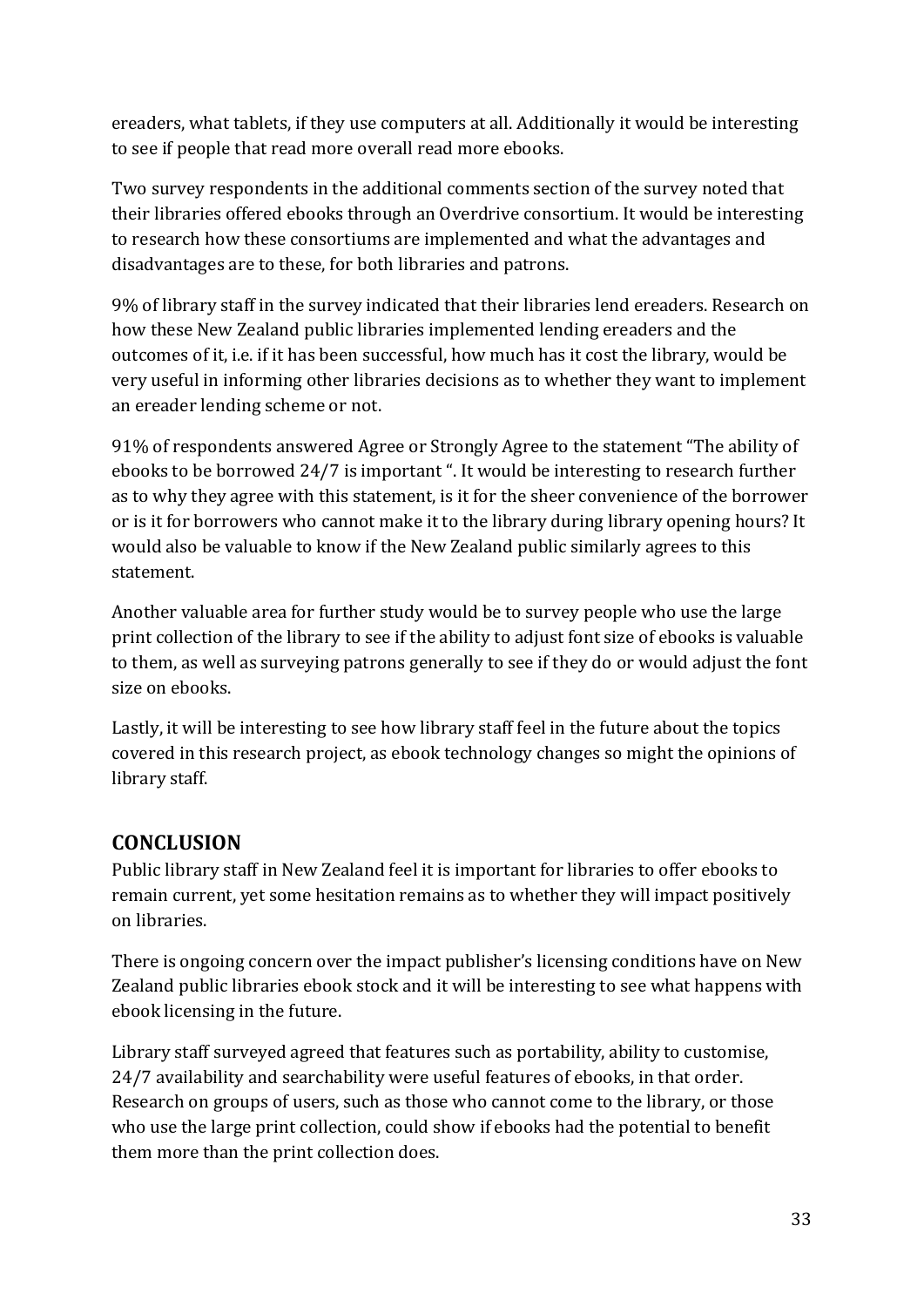ereaders, what tablets, if they use computers at all. Additionally it would be interesting to see if people that read more overall read more ebooks.

Two survey respondents in the additional comments section of the survey noted that their libraries offered ebooks through an Overdrive consortium. It would be interesting to research how these consortiums are implemented and what the advantages and disadvantages are to these, for both libraries and patrons.

9% of library staff in the survey indicated that their libraries lend ereaders. Research on how these New Zealand public libraries implemented lending ereaders and the outcomes of it, i.e. if it has been successful, how much has it cost the library, would be very useful in informing other libraries decisions as to whether they want to implement an ereader lending scheme or not.

91% of respondents answered Agree or Strongly Agree to the statement "The ability of ebooks to be borrowed 24/7 is important ". It would be interesting to research further as to why they agree with this statement, is it for the sheer convenience of the borrower or is it for borrowers who cannot make it to the library during library opening hours? It would also be valuable to know if the New Zealand public similarly agrees to this statement.

Another valuable area for further study would be to survey people who use the large print collection of the library to see if the ability to adjust font size of ebooks is valuable to them, as well as surveying patrons generally to see if they do or would adjust the font size on ebooks.

Lastly, it will be interesting to see how library staff feel in the future about the topics covered in this research project, as ebook technology changes so might the opinions of library staff.

## CONCLUSION

Public library staff in New Zealand feel it is important for libraries to offer ebooks to remain current, yet some hesitation remains as to whether they will impact positively on libraries.

There is ongoing concern over the impact publisher's licensing conditions have on New Zealand public libraries ebook stock and it will be interesting to see what happens with ebook licensing in the future.

Library staff surveyed agreed that features such as portability, ability to customise, 24/7 availability and searchability were useful features of ebooks, in that order. Research on groups of users, such as those who cannot come to the library, or those who use the large print collection, could show if ebooks had the potential to benefit them more than the print collection does.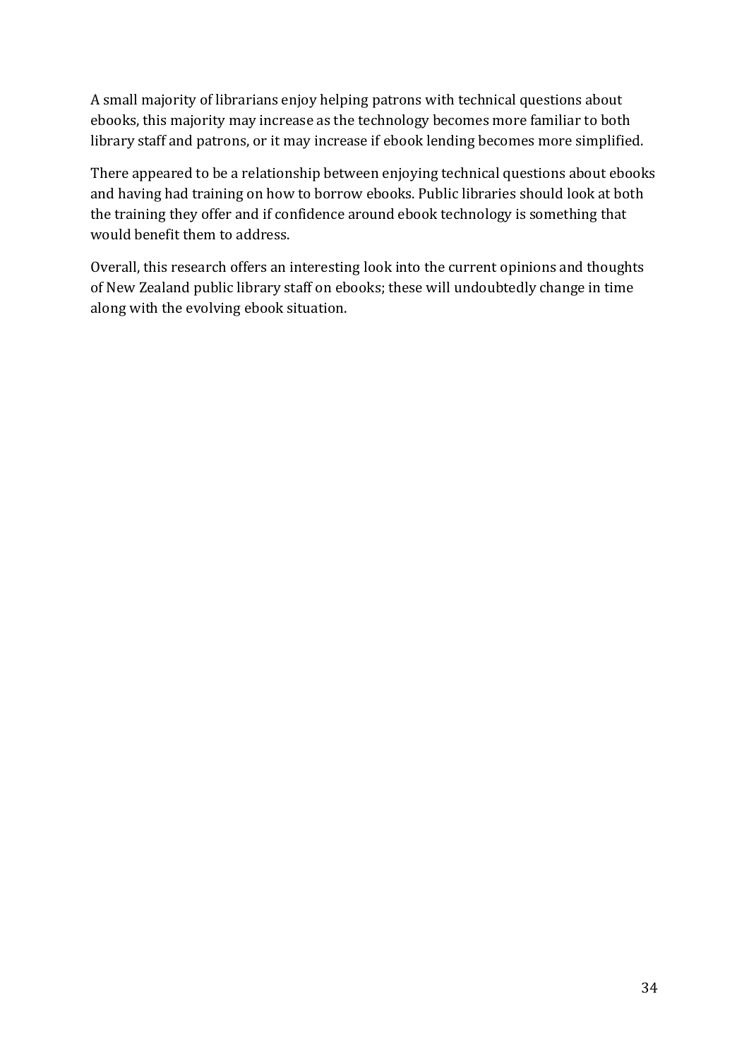A small majority of librarians enjoy helping patrons with technical questions about ebooks, this majority may increase as the technology becomes more familiar to both library staff and patrons, or it may increase if ebook lending becomes more simplified.

There appeared to be a relationship between enjoying technical questions about ebooks and having had training on how to borrow ebooks. Public libraries should look at both the training they offer and if confidence around ebook technology is something that would benefit them to address.

Overall, this research offers an interesting look into the current opinions and thoughts of New Zealand public library staff on ebooks; these will undoubtedly change in time along with the evolving ebook situation.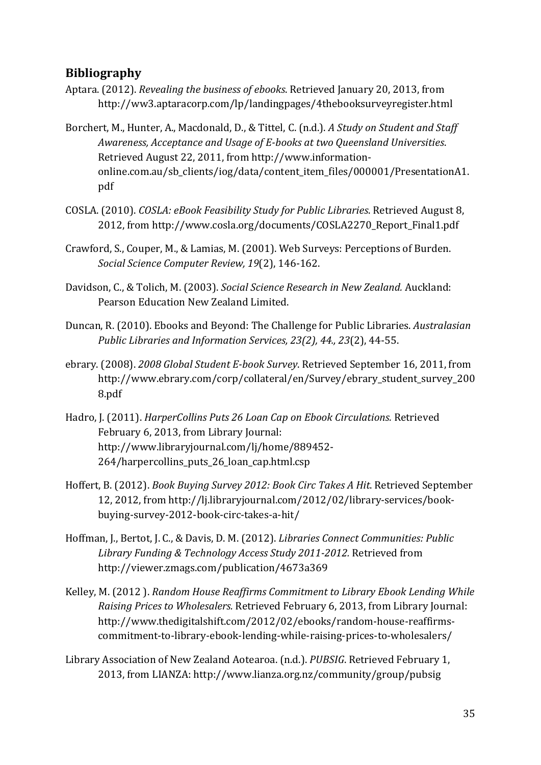## Bibliography

Aptara. (2012). *Revealing the business of ebooks*. Retrieved January 20, 2013, from http://ww3.aptaracorp.com/lp/landingpages/4thebooksurveyregister.html

Borchert, M., Hunter, A., Macdonald, D., & Tittel, C. (n.d.). *A Study on Student and Staff Awareness, Acceptance and Usage of E-books at two Queensland Universities*. Retrieved August 22, 2011, from http://www.information-online.com.au/sb_clients/iog/data/content_item_files/000001/PresentationA1.pdf

COSLA. (2010). *COSLA: eBook Feasibility Study for Public Libraries*. Retrieved August 8, 2012, from http://www.cosla.org/documents/COSLA2270_Report_Final1.pdf

Crawford, S., Couper, M., & Lamias, M. (2001). Web Surveys: Perceptions of Burden. *Social Science Computer Review, 19*(2), 146-162.

Davidson, C., & Tolich, M. (2003). *Social Science Research in New Zealand.* Auckland: Pearson Education New Zealand Limited.

Duncan, R. (2010). Ebooks and Beyond: The Challenge for Public Libraries. *Australasian Public Libraries and Information Services, 23(2), 44., 23*(2), 44-55.

ebrary. (2008). *2008 Global Student E-book Survey*. Retrieved September 16, 2011, from http://www.ebrary.com/corp/collateral/en/Survey/ebrary_student_survey_2008.pdf

Hadro, J. (2011). *HarperCollins Puts 26 Loan Cap on Ebook Circulations.* Retrieved February 6, 2013, from Library Journal: http://www.libraryjournal.com/lj/home/889452-264/harpercollins_puts_26_loan_cap.html.csp

Hoffert, B. (2012). *Book Buying Survey 2012: Book Circ Takes A Hit.* Retrieved September 12, 2012, from http://lj.libraryjournal.com/2012/02/library-services/book-buying-survey-2012-book-circ-takes-a-hit/

Hoffman, J., Bertot, J. C., & Davis, D. M. (2012). *Libraries Connect Communities: Public Library Funding & Technology Access Study 2011-2012.* Retrieved from http://viewer.zmags.com/publication/4673a369

Kelley, M. (2012 ). *Random House Reaffirms Commitment to Library Ebook Lending While Raising Prices to Wholesalers.* Retrieved February 6, 2013, from Library Journal: http://www.thedigitalshift.com/2012/02/ebooks/random-house-reaffirms-commitment-to-library-ebook-lending-while-raising-prices-to-wholesalers/

Library Association of New Zealand Aotearoa. (n.d.). *PUBSIG*. Retrieved February 1, 2013, from LIANZA: http://www.lianza.org.nz/community/group/pubsig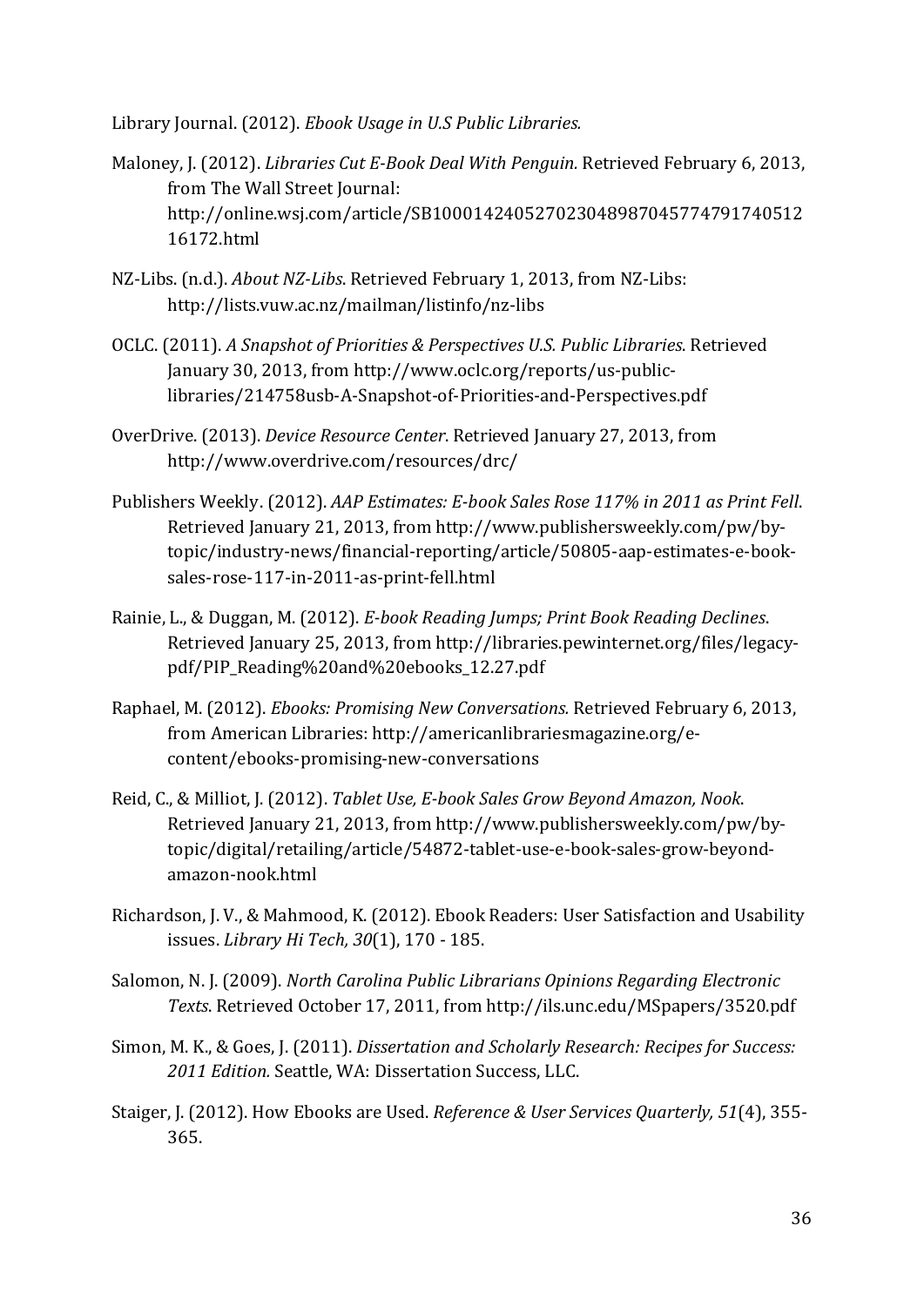Library Journal. (2012). *Ebook Usage in U.S Public Libraries.*

Maloney, J. (2012). *Libraries Cut E-Book Deal With Penguin.* Retrieved February 6, 2013, from The Wall Street Journal: http://online.wsj.com/article/SB10001424052702304898704577479174051216172.html

NZ-Libs. (n.d.). *About NZ-Libs*. Retrieved February 1, 2013, from NZ-Libs: http://lists.vuw.ac.nz/mailman/listinfo/nz-libs

OCLC. (2011). *A Snapshot of Priorities & Perspectives U.S. Public Libraries*. Retrieved January 30, 2013, from http://www.oclc.org/reports/us-public-libraries/214758usb-A-Snapshot-of-Priorities-and-Perspectives.pdf

OverDrive. (2013). *Device Resource Center*. Retrieved January 27, 2013, from http://www.overdrive.com/resources/drc/

Publishers Weekly. (2012). *AAP Estimates: E-book Sales Rose 117% in 2011 as Print Fell*. Retrieved January 21, 2013, from http://www.publishersweekly.com/pw/by-topic/industry-news/financial-reporting/article/50805-aap-estimates-e-book-sales-rose-117-in-2011-as-print-fell.html

Rainie, L., & Duggan, M. (2012). *E-book Reading Jumps; Print Book Reading Declines*. Retrieved January 25, 2013, from http://libraries.pewinternet.org/files/legacy-pdf/PIP_Reading%20and%20ebooks_12.27.pdf

Raphael, M. (2012). *Ebooks: Promising New Conversations.* Retrieved February 6, 2013, from American Libraries: http://americanlibrariesmagazine.org/e-content/ebooks-promising-new-conversations

Reid, C., & Milliot, J. (2012). *Tablet Use, E-book Sales Grow Beyond Amazon, Nook*. Retrieved January 21, 2013, from http://www.publishersweekly.com/pw/by-topic/digital/retailing/article/54872-tablet-use-e-book-sales-grow-beyond-amazon-nook.html

Richardson, J. V., & Mahmood, K. (2012). Ebook Readers: User Satisfaction and Usability issues. *Library Hi Tech, 30*(1), 170 - 185.

Salomon, N. J. (2009). *North Carolina Public Librarians Opinions Regarding Electronic Texts*. Retrieved October 17, 2011, from http://ils.unc.edu/MSpapers/3520.pdf

Simon, M. K., & Goes, J. (2011). *Dissertation and Scholarly Research: Recipes for Success: 2011 Edition.* Seattle, WA: Dissertation Success, LLC.

Staiger, J. (2012). How Ebooks are Used. *Reference & User Services Quarterly, 51*(4), 355-365.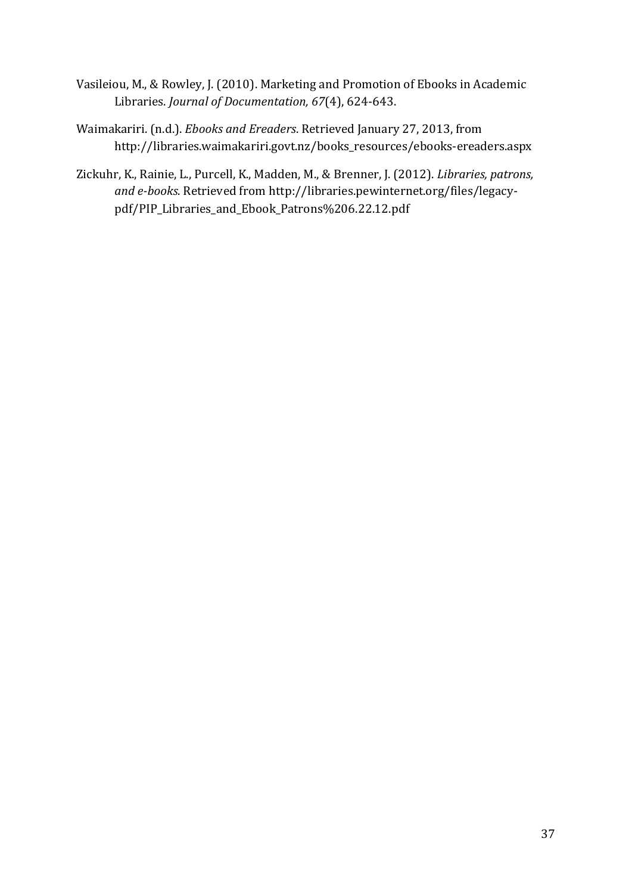Vasileiou, M., & Rowley, J. (2010). Marketing and Promotion of Ebooks in Academic Libraries. *Journal of Documentation, 67*(4), 624-643.

Waimakariri. (n.d.). *Ebooks and Ereaders*. Retrieved January 27, 2013, from http://libraries.waimakariri.govt.nz/books_resources/ebooks-ereaders.aspx

Zickuhr, K., Rainie, L., Purcell, K., Madden, M., & Brenner, J. (2012). *Libraries, patrons, and e-books*. Retrieved from http://libraries.pewinternet.org/files/legacy-pdf/PIP_Libraries_and_Ebook_Patrons%206.22.12.pdf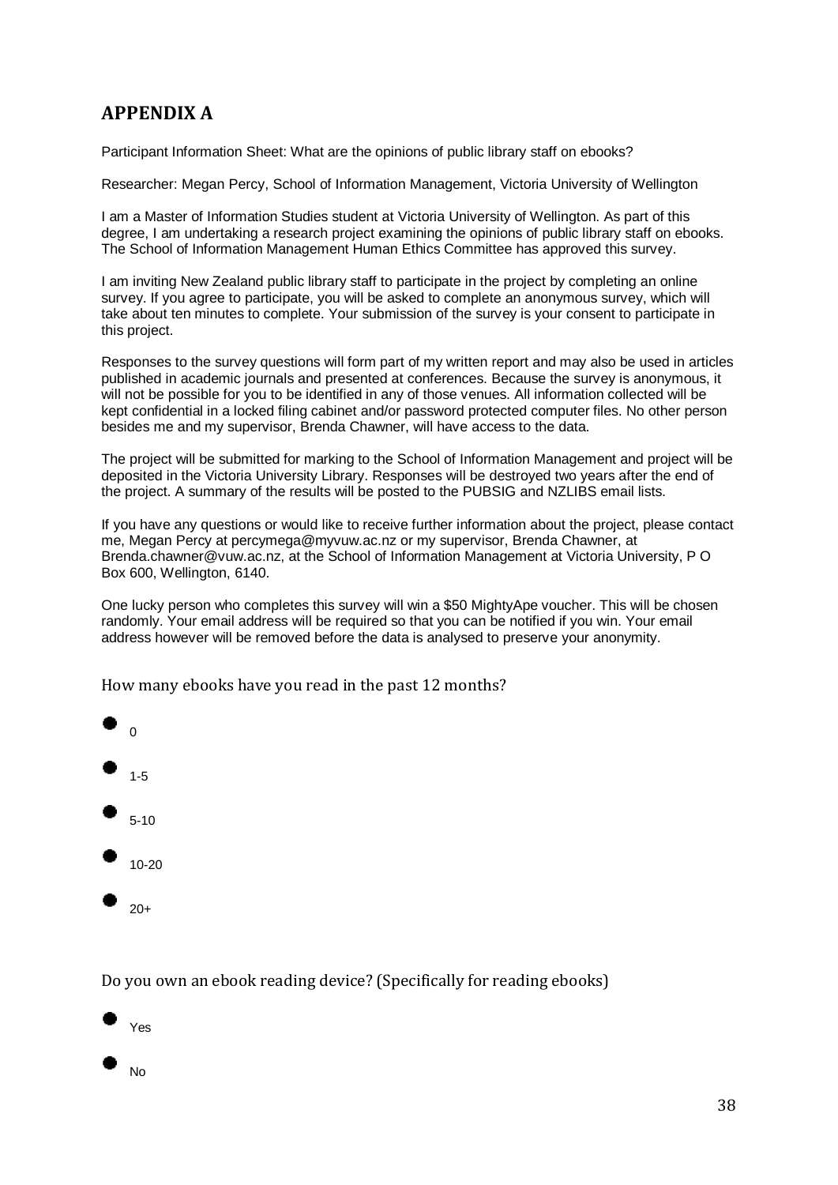# APPENDIX A

Participant Information Sheet: What are the opinions of public library staff on ebooks?

Researcher: Megan Percy, School of Information Management, Victoria University of Wellington

I am a Master of Information Studies student at Victoria University of Wellington. As part of this degree, I am undertaking a research project examining the opinions of public library staff on ebooks. The School of Information Management Human Ethics Committee has approved this survey.

I am inviting New Zealand public library staff to participate in the project by completing an online survey. If you agree to participate, you will be asked to complete an anonymous survey, which will take about ten minutes to complete. Your submission of the survey is your consent to participate in this project.

Responses to the survey questions will form part of my written report and may also be used in articles published in academic journals and presented at conferences. Because the survey is anonymous, it will not be possible for you to be identified in any of those venues. All information collected will be kept confidential in a locked filing cabinet and/or password protected computer files. No other person besides me and my supervisor, Brenda Chawner, will have access to the data.

The project will be submitted for marking to the School of Information Management and project will be deposited in the Victoria University Library. Responses will be destroyed two years after the end of the project. A summary of the results will be posted to the PUBSIG and NZLIBS email lists.

If you have any questions or would like to receive further information about the project, please contact me, Megan Percy at percymega@myvuw.ac.nz or my supervisor, Brenda Chawner, at Brenda.chawner@vuw.ac.nz, at the School of Information Management at Victoria University, P O Box 600, Wellington, 6140.

One lucky person who completes this survey will win a $50 MightyApe voucher. This will be chosen randomly. Your email address will be required so that you can be notified if you win. Your email address however will be removed before the data is analysed to preserve your anonymity.

How many ebooks have you read in the past 12 months?

- 0
- 1-5
- 5-10
- 10-20
- 20+

Do you own an ebook reading device? (Specifically for reading ebooks)

- Yes
- No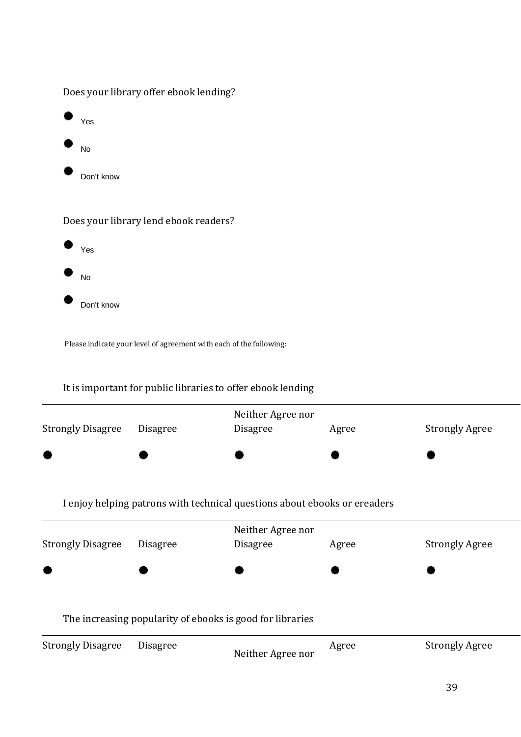Does your library offer ebook lending?

- Yes
- No
- Don't know

Does your library lend ebook readers?

- Yes
- No
- Don't know

Please indicate your level of agreement with each of the following:

It is important for public libraries to offer ebook lending

| Strongly Disagree | Disagree | Neither Agree nor Disagree | Agree | Strongly Agree |
|---|---|---|---|---|
| ● | ● | ● | ● | ● |

I enjoy helping patrons with technical questions about ebooks or ereaders

| Strongly Disagree | Disagree | Neither Agree nor Disagree | Agree | Strongly Agree |
|---|---|---|---|---|
| ● | ● | ● | ● | ● |

The increasing popularity of ebooks is good for libraries

| Strongly Disagree | Disagree | Neither Agree nor | Agree | Strongly Agree |
|---|---|---|---|---|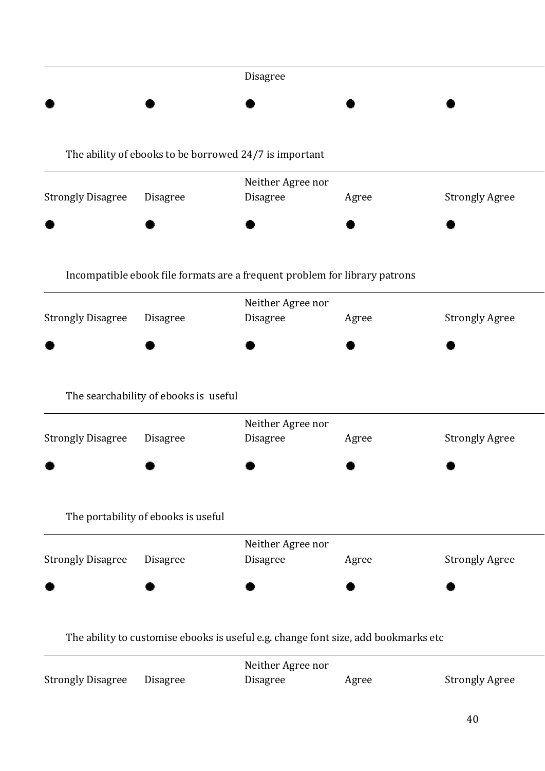| | | Disagree | | |
|---|---|---|---|---|
| ● | ● | ● | ● | ● |

The ability of ebooks to be borrowed 24/7 is important

| Strongly Disagree | Disagree | Neither Agree nor Disagree | Agree | Strongly Agree |
|---|---|---|---|---|
| ● | ● | ● | ● | ● |

Incompatible ebook file formats are a frequent problem for library patrons

| Strongly Disagree | Disagree | Neither Agree nor Disagree | Agree | Strongly Agree |
|---|---|---|---|---|
| ● | ● | ● | ● | ● |

The searchability of ebooks is useful

| Strongly Disagree | Disagree | Neither Agree nor Disagree | Agree | Strongly Agree |
|---|---|---|---|---|
| ● | ● | ● | ● | ● |

The portability of ebooks is useful

| Strongly Disagree | Disagree | Neither Agree nor Disagree | Agree | Strongly Agree |
|---|---|---|---|---|
| ● | ● | ● | ● | ● |

The ability to customise ebooks is useful e.g. change font size, add bookmarks etc

| Strongly Disagree | Disagree | Neither Agree nor Disagree | Agree | Strongly Agree |
|---|---|---|---|---|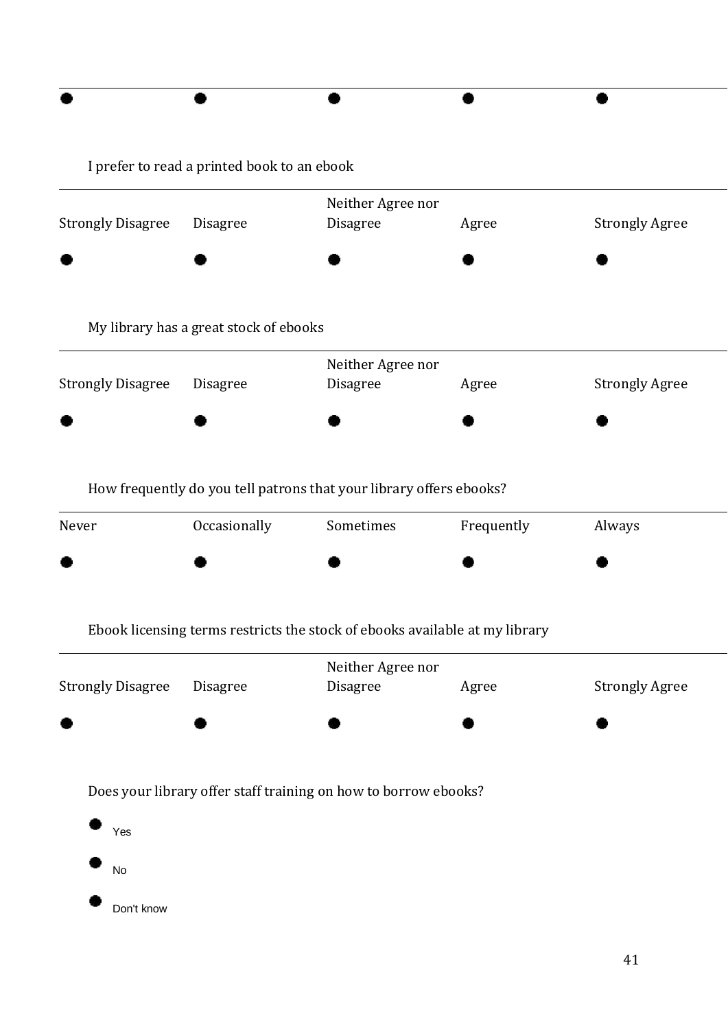| ● | ● | ● | ● | ● |
|---|---|---|---|---|

I prefer to read a printed book to an ebook

| Strongly Disagree | Disagree | Neither Agree nor Disagree | Agree | Strongly Agree |
|---|---|---|---|---|
| ● | ● | ● | ● | ● |

My library has a great stock of ebooks

| Strongly Disagree | Disagree | Neither Agree nor Disagree | Agree | Strongly Agree |
|---|---|---|---|---|
| ● | ● | ● | ● | ● |

How frequently do you tell patrons that your library offers ebooks?

| Never | Occasionally | Sometimes | Frequently | Always |
|---|---|---|---|---|
| ● | ● | ● | ● | ● |

Ebook licensing terms restricts the stock of ebooks available at my library

| Strongly Disagree | Disagree | Neither Agree nor Disagree | Agree | Strongly Agree |
|---|---|---|---|---|
| ● | ● | ● | ● | ● |

Does your library offer staff training on how to borrow ebooks?

- Yes
- No
- Don't know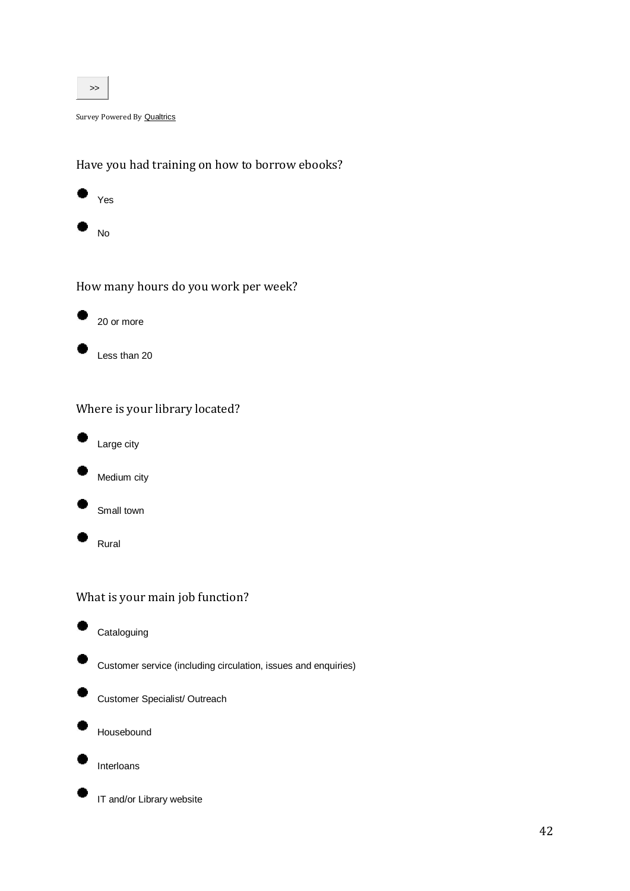>>

Survey Powered By Qualtrics

Have you had training on how to borrow ebooks?

- Yes
- No

How many hours do you work per week?

- 20 or more
- Less than 20

Where is your library located?

- Large city
- Medium city
- Small town
- Rural

What is your main job function?

- Cataloguing
- Customer service (including circulation, issues and enquiries)
- Customer Specialist/ Outreach
- Housebound
- Interloans
- IT and/or Library website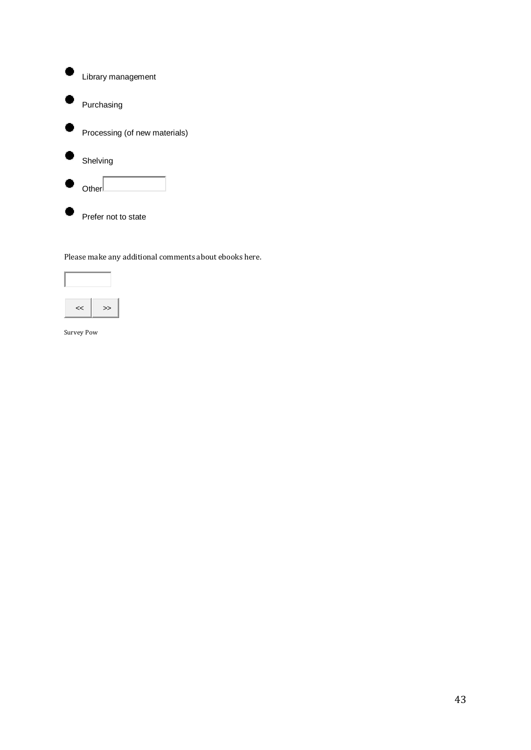- Library management
- Purchasing
- Processing (of new materials)
- Shelving
- Other
- Prefer not to state

Please make any additional comments about ebooks here.

<< >>

Survey Pow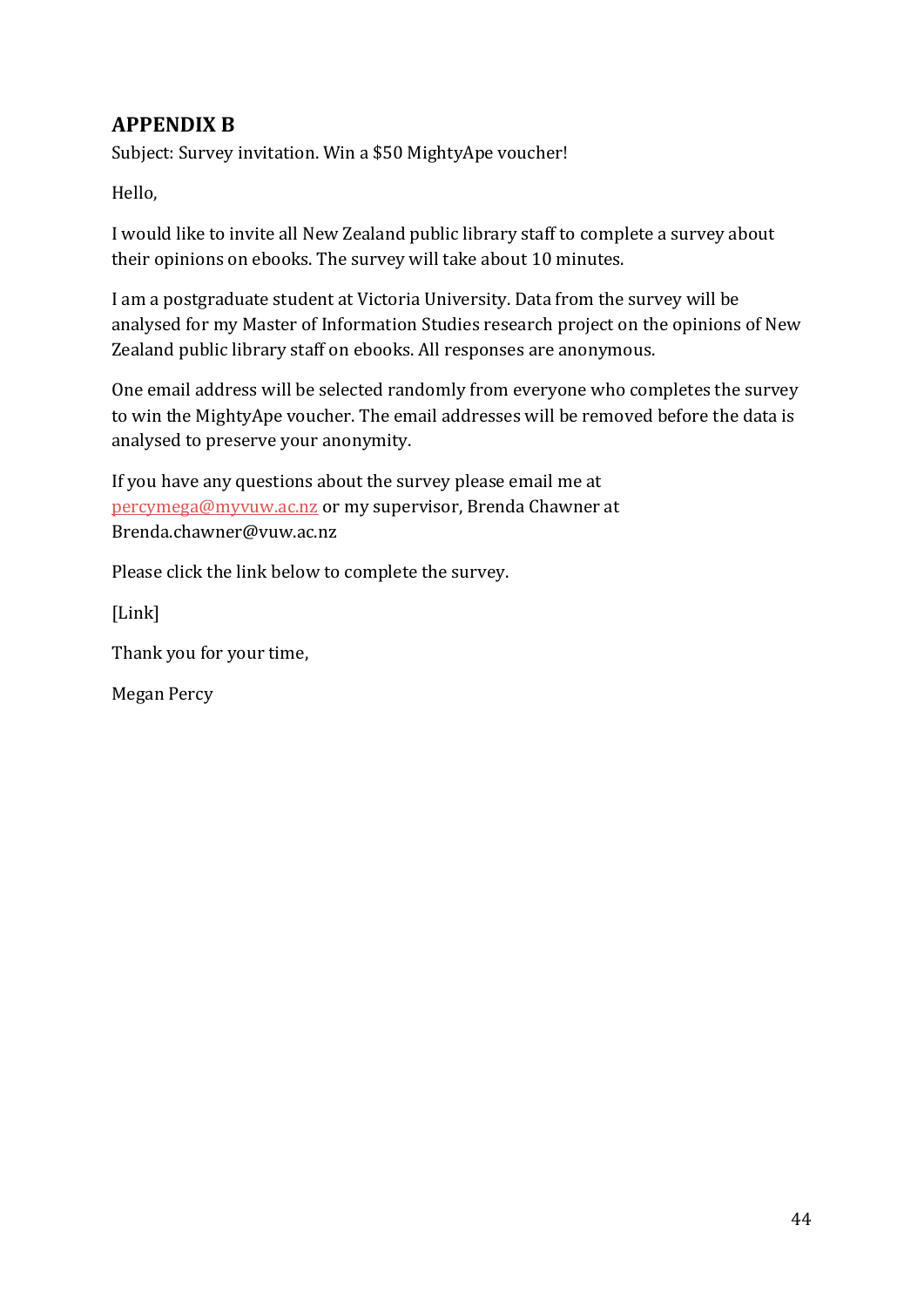## APPENDIX B

Subject: Survey invitation. Win a $50 MightyApe voucher!

Hello,

I would like to invite all New Zealand public library staff to complete a survey about their opinions on ebooks. The survey will take about 10 minutes.

I am a postgraduate student at Victoria University. Data from the survey will be analysed for my Master of Information Studies research project on the opinions of New Zealand public library staff on ebooks. All responses are anonymous.

One email address will be selected randomly from everyone who completes the survey to win the MightyApe voucher. The email addresses will be removed before the data is analysed to preserve your anonymity.

If you have any questions about the survey please email me at percymega@myvuw.ac.nz or my supervisor, Brenda Chawner at Brenda.chawner@vuw.ac.nz

Please click the link below to complete the survey.

[Link]

Thank you for your time,

Megan Percy